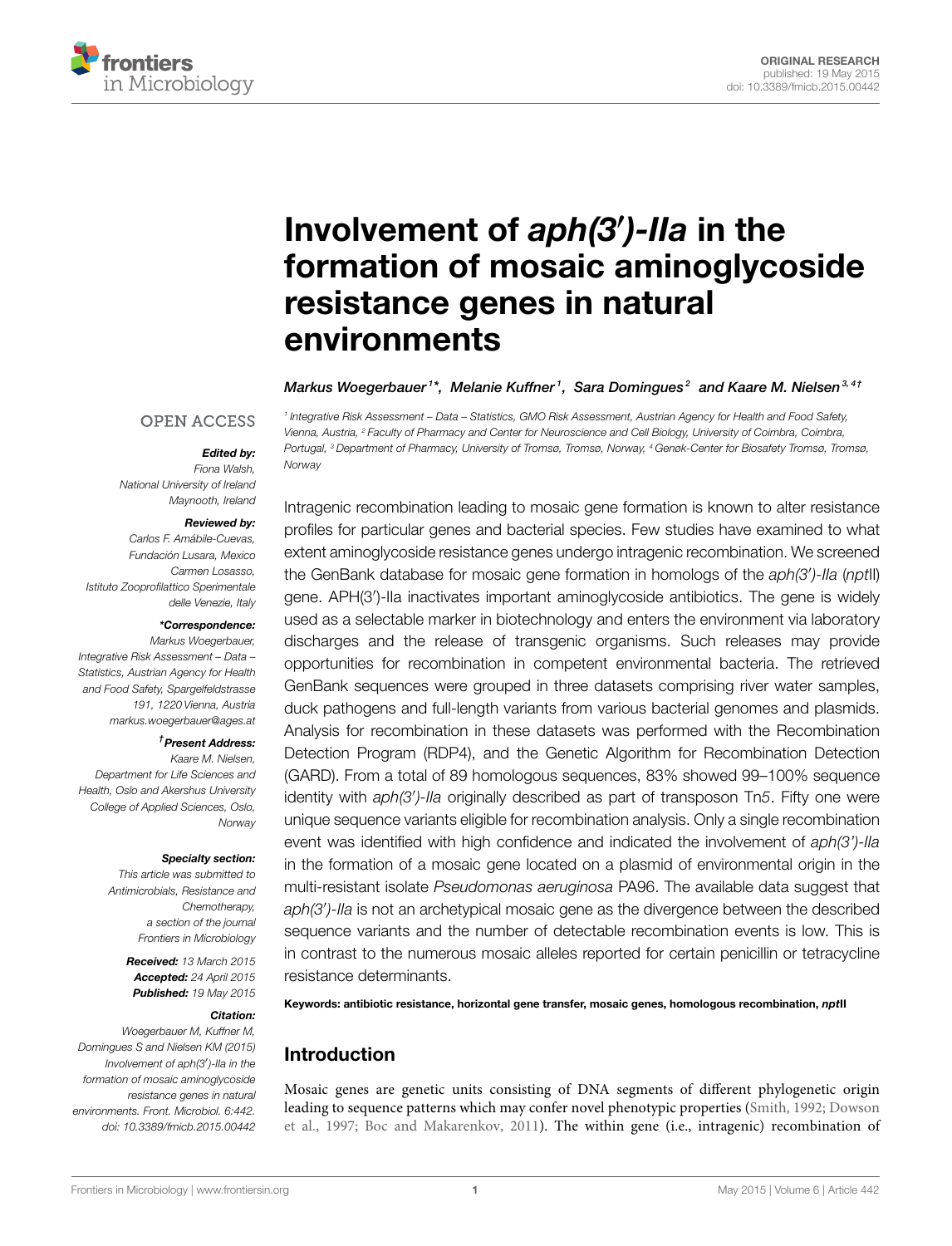ORIGINAL RESEARCH
published: 19 May 2015
doi: 10.3389/fmicb.2015.00442

# Involvement of *aph(3′)-IIa* in the formation of mosaic aminoglycoside resistance genes in natural environments

*Markus Woegerbauer[1]\*, Melanie Kuffner[1], Sara Domingues[2] and Kaare M. Nielsen[3,4†]*

[1] Integrative Risk Assessment – Data – Statistics, GMO Risk Assessment, Austrian Agency for Health and Food Safety, Vienna, Austria, [2] Faculty of Pharmacy and Center for Neuroscience and Cell Biology, University of Coimbra, Coimbra, Portugal, [3] Department of Pharmacy, University of Tromsø, Tromsø, Norway, [4] Genøk-Center for Biosafety Tromsø, Tromsø, Norway

OPEN ACCESS

***Edited by:***
*Fiona Walsh, National University of Ireland Maynooth, Ireland*

***Reviewed by:***
*Carlos F. Amábile-Cuevas, Fundación Lusara, Mexico*
*Carmen Losasso, Istituto Zooprofilattico Sperimentale delle Venezie, Italy*

***\*Correspondence:***
*Markus Woegerbauer, Integrative Risk Assessment – Data – Statistics, Austrian Agency for Health and Food Safety, Spargelfeldstrasse 191, 1220 Vienna, Austria*
*markus.woegerbauer@ages.at*

***†Present Address:***
*Kaare M. Nielsen, Department for Life Sciences and Health, Oslo and Akershus University College of Applied Sciences, Oslo, Norway*

***Specialty section:***
*This article was submitted to Antimicrobials, Resistance and Chemotherapy, a section of the journal Frontiers in Microbiology*

***Received:*** *13 March 2015*
***Accepted:*** *24 April 2015*
***Published:*** *19 May 2015*

***Citation:***
*Woegerbauer M, Kuffner M, Domingues S and Nielsen KM (2015) Involvement of aph(3′)-IIa in the formation of mosaic aminoglycoside resistance genes in natural environments. Front. Microbiol. 6:442. doi: 10.3389/fmicb.2015.00442*

Intragenic recombination leading to mosaic gene formation is known to alter resistance profiles for particular genes and bacterial species. Few studies have examined to what extent aminoglycoside resistance genes undergo intragenic recombination. We screened the GenBank database for mosaic gene formation in homologs of the *aph(3′)-IIa* (*npt*II) gene. APH(3′)-IIa inactivates important aminoglycoside antibiotics. The gene is widely used as a selectable marker in biotechnology and enters the environment via laboratory discharges and the release of transgenic organisms. Such releases may provide opportunities for recombination in competent environmental bacteria. The retrieved GenBank sequences were grouped in three datasets comprising river water samples, duck pathogens and full-length variants from various bacterial genomes and plasmids. Analysis for recombination in these datasets was performed with the Recombination Detection Program (RDP4), and the Genetic Algorithm for Recombination Detection (GARD). From a total of 89 homologous sequences, 83% showed 99–100% sequence identity with *aph(3′)-IIa* originally described as part of transposon Tn*5*. Fifty one were unique sequence variants eligible for recombination analysis. Only a single recombination event was identified with high confidence and indicated the involvement of *aph(3′)-IIa* in the formation of a mosaic gene located on a plasmid of environmental origin in the multi-resistant isolate *Pseudomonas aeruginosa* PA96. The available data suggest that *aph(3′)-IIa* is not an archetypical mosaic gene as the divergence between the described sequence variants and the number of detectable recombination events is low. This is in contrast to the numerous mosaic alleles reported for certain penicillin or tetracycline resistance determinants.

**Keywords: antibiotic resistance, horizontal gene transfer, mosaic genes, homologous recombination, *npt*II**

## Introduction

Mosaic genes are genetic units consisting of DNA segments of different phylogenetic origin leading to sequence patterns which may confer novel phenotypic properties (Smith, 1992; Dowson et al., 1997; Boc and Makarenkov, 2011). The within gene (i.e., intragenic) recombination of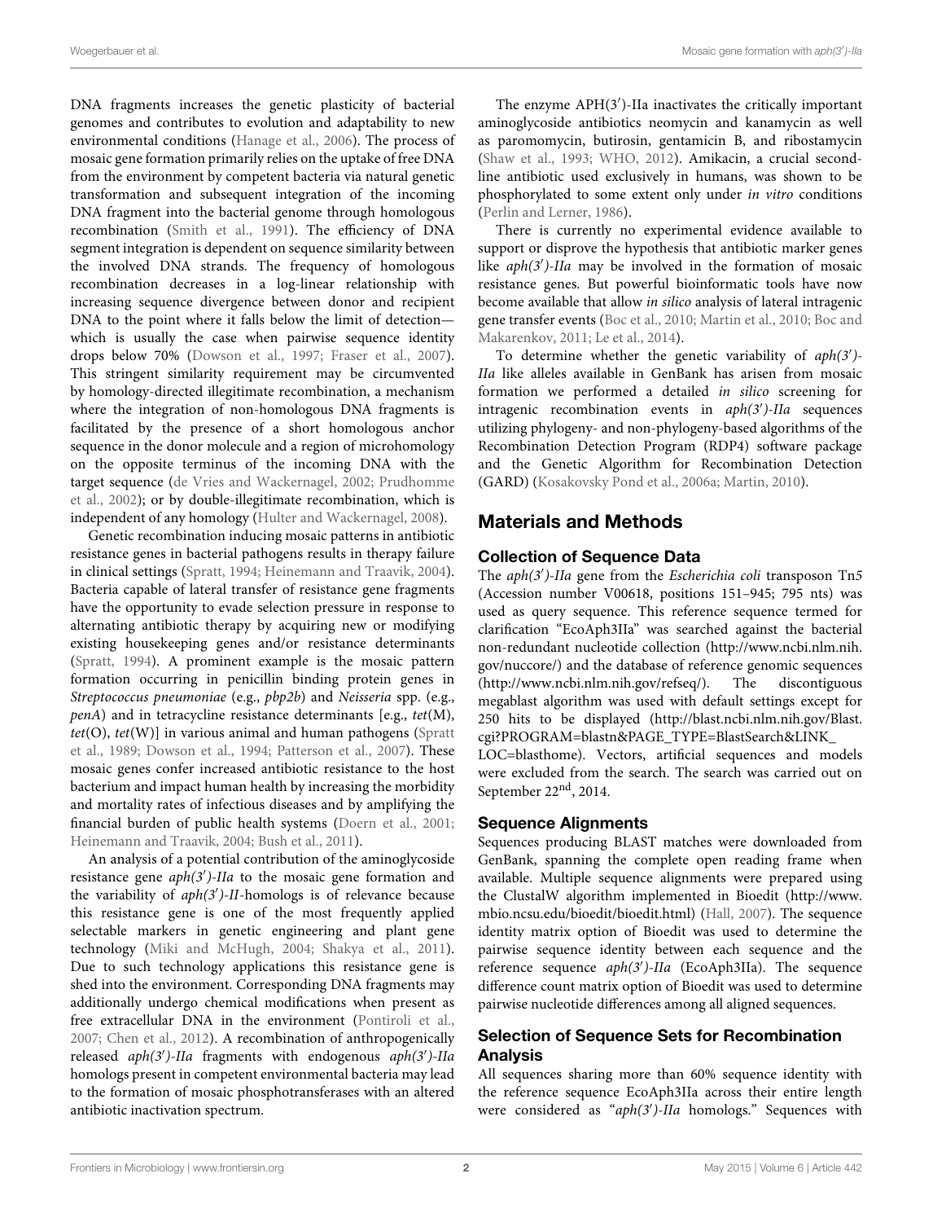DNA fragments increases the genetic plasticity of bacterial genomes and contributes to evolution and adaptability to new environmental conditions (Hanage et al., 2006). The process of mosaic gene formation primarily relies on the uptake of free DNA from the environment by competent bacteria via natural genetic transformation and subsequent integration of the incoming DNA fragment into the bacterial genome through homologous recombination (Smith et al., 1991). The efficiency of DNA segment integration is dependent on sequence similarity between the involved DNA strands. The frequency of homologous recombination decreases in a log-linear relationship with increasing sequence divergence between donor and recipient DNA to the point where it falls below the limit of detection—which is usually the case when pairwise sequence identity drops below 70% (Dowson et al., 1997; Fraser et al., 2007). This stringent similarity requirement may be circumvented by homology-directed illegitimate recombination, a mechanism where the integration of non-homologous DNA fragments is facilitated by the presence of a short homologous anchor sequence in the donor molecule and a region of microhomology on the opposite terminus of the incoming DNA with the target sequence (de Vries and Wackernagel, 2002; Prudhomme et al., 2002); or by double-illegitimate recombination, which is independent of any homology (Hulter and Wackernagel, 2008).

Genetic recombination inducing mosaic patterns in antibiotic resistance genes in bacterial pathogens results in therapy failure in clinical settings (Spratt, 1994; Heinemann and Traavik, 2004). Bacteria capable of lateral transfer of resistance gene fragments have the opportunity to evade selection pressure in response to alternating antibiotic therapy by acquiring new or modifying existing housekeeping genes and/or resistance determinants (Spratt, 1994). A prominent example is the mosaic pattern formation occurring in penicillin binding protein genes in *Streptococcus pneumoniae* (e.g., *pbp2b*) and *Neisseria* spp. (e.g., *penA*) and in tetracycline resistance determinants [e.g., *tet*(M), *tet*(O), *tet*(W)] in various animal and human pathogens (Spratt et al., 1989; Dowson et al., 1994; Patterson et al., 2007). These mosaic genes confer increased antibiotic resistance to the host bacterium and impact human health by increasing the morbidity and mortality rates of infectious diseases and by amplifying the financial burden of public health systems (Doern et al., 2001; Heinemann and Traavik, 2004; Bush et al., 2011).

An analysis of a potential contribution of the aminoglycoside resistance gene *aph(3′)-IIa* to the mosaic gene formation and the variability of *aph(3′)-II*-homologs is of relevance because this resistance gene is one of the most frequently applied selectable markers in genetic engineering and plant gene technology (Miki and McHugh, 2004; Shakya et al., 2011). Due to such technology applications this resistance gene is shed into the environment. Corresponding DNA fragments may additionally undergo chemical modifications when present as free extracellular DNA in the environment (Pontiroli et al., 2007; Chen et al., 2012). A recombination of anthropogenically released *aph(3′)-IIa* fragments with endogenous *aph(3′)-IIa* homologs present in competent environmental bacteria may lead to the formation of mosaic phosphotransferases with an altered antibiotic inactivation spectrum.

The enzyme APH(3′)-IIa inactivates the critically important aminoglycoside antibiotics neomycin and kanamycin as well as paromomycin, butirosin, gentamicin B, and ribostamycin (Shaw et al., 1993; WHO, 2012). Amikacin, a crucial second-line antibiotic used exclusively in humans, was shown to be phosphorylated to some extent only under *in vitro* conditions (Perlin and Lerner, 1986).

There is currently no experimental evidence available to support or disprove the hypothesis that antibiotic marker genes like *aph(3′)-IIa* may be involved in the formation of mosaic resistance genes. But powerful bioinformatic tools have now become available that allow *in silico* analysis of lateral intragenic gene transfer events (Boc et al., 2010; Martin et al., 2010; Boc and Makarenkov, 2011; Le et al., 2014).

To determine whether the genetic variability of *aph(3′)-IIa* like alleles available in GenBank has arisen from mosaic formation we performed a detailed *in silico* screening for intragenic recombination events in *aph(3′)-IIa* sequences utilizing phylogeny- and non-phylogeny-based algorithms of the Recombination Detection Program (RDP4) software package and the Genetic Algorithm for Recombination Detection (GARD) (Kosakovsky Pond et al., 2006a; Martin, 2010).

## Materials and Methods

### Collection of Sequence Data

The *aph(3′)-IIa* gene from the *Escherichia coli* transposon Tn*5* (Accession number V00618, positions 151–945; 795 nts) was used as query sequence. This reference sequence termed for clarification "EcoAph3IIa" was searched against the bacterial non-redundant nucleotide collection (http://www.ncbi.nlm.nih.gov/nuccore/) and the database of reference genomic sequences (http://www.ncbi.nlm.nih.gov/refseq/). The discontiguous megablast algorithm was used with default settings except for 250 hits to be displayed (http://blast.ncbi.nlm.nih.gov/Blast.cgi?PROGRAM=blastn&PAGE_TYPE=BlastSearch&LINK_LOC=blasthome). Vectors, artificial sequences and models were excluded from the search. The search was carried out on September 22nd, 2014.

### Sequence Alignments

Sequences producing BLAST matches were downloaded from GenBank, spanning the complete open reading frame when available. Multiple sequence alignments were prepared using the ClustalW algorithm implemented in Bioedit (http://www.mbio.ncsu.edu/bioedit/bioedit.html) (Hall, 2007). The sequence identity matrix option of Bioedit was used to determine the pairwise sequence identity between each sequence and the reference sequence *aph(3′)-IIa* (EcoAph3IIa). The sequence difference count matrix option of Bioedit was used to determine pairwise nucleotide differences among all aligned sequences.

### Selection of Sequence Sets for Recombination Analysis

All sequences sharing more than 60% sequence identity with the reference sequence EcoAph3IIa across their entire length were considered as "*aph(3′)-IIa* homologs." Sequences with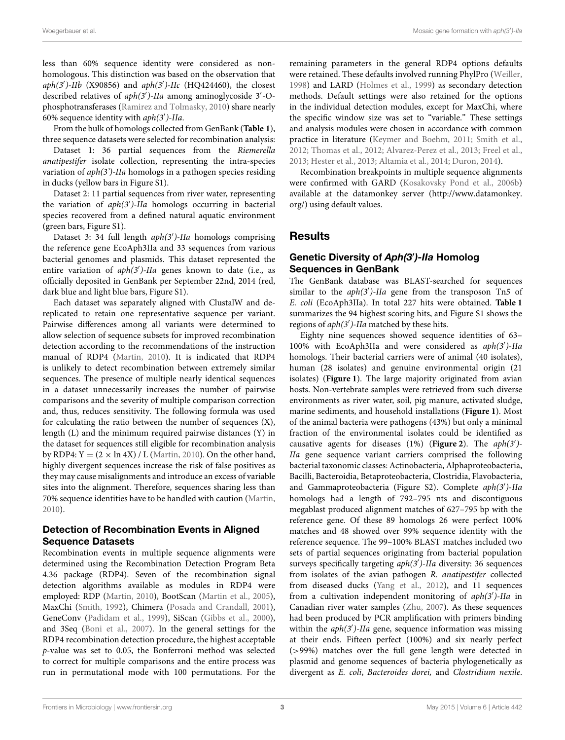less than 60% sequence identity were considered as non-homologous. This distinction was based on the observation that *aph(3′)-IIb* (X90856) and *aph(3′)-IIc* (HQ424460), the closest described relatives of *aph(3′)-IIa* among aminoglycoside 3′-O-phosphotransferases (Ramirez and Tolmasky, 2010) share nearly 60% sequence identity with *aph(3′)-IIa*.

From the bulk of homologs collected from GenBank (**Table 1**), three sequence datasets were selected for recombination analysis:

Dataset 1: 36 partial sequences from the *Riemerella anatipestifer* isolate collection, representing the intra-species variation of *aph(3′)-IIa* homologs in a pathogen species residing in ducks (yellow bars in Figure S1).

Dataset 2: 11 partial sequences from river water, representing the variation of *aph(3′)-IIa* homologs occurring in bacterial species recovered from a defined natural aquatic environment (green bars, Figure S1).

Dataset 3: 34 full length *aph(3′)-IIa* homologs comprising the reference gene EcoAph3IIa and 33 sequences from various bacterial genomes and plasmids. This dataset represented the entire variation of *aph(3′)-IIa* genes known to date (i.e., as officially deposited in GenBank per September 22nd, 2014 (red, dark blue and light blue bars, Figure S1).

Each dataset was separately aligned with ClustalW and de-replicated to retain one representative sequence per variant. Pairwise differences among all variants were determined to allow selection of sequence subsets for improved recombination detection according to the recommendations of the instruction manual of RDP4 (Martin, 2010). It is indicated that RDP4 is unlikely to detect recombination between extremely similar sequences. The presence of multiple nearly identical sequences in a dataset unnecessarily increases the number of pairwise comparisons and the severity of multiple comparison correction and, thus, reduces sensitivity. The following formula was used for calculating the ratio between the number of sequences (X), length (L) and the minimum required pairwise distances (Y) in the dataset for sequences still eligible for recombination analysis by RDP4: $Y = (2 \times \ln 4X) / L$ (Martin, 2010). On the other hand, highly divergent sequences increase the risk of false positives as they may cause misalignments and introduce an excess of variable sites into the alignment. Therefore, sequences sharing less than 70% sequence identities have to be handled with caution (Martin, 2010).

### Detection of Recombination Events in Aligned Sequence Datasets

Recombination events in multiple sequence alignments were determined using the Recombination Detection Program Beta 4.36 package (RDP4). Seven of the recombination signal detection algorithms available as modules in RDP4 were employed: RDP (Martin, 2010), BootScan (Martin et al., 2005), MaxChi (Smith, 1992), Chimera (Posada and Crandall, 2001), GeneConv (Padidam et al., 1999), SiScan (Gibbs et al., 2000), and 3Seq (Boni et al., 2007). In the general settings for the RDP4 recombination detection procedure, the highest acceptable *p*-value was set to 0.05, the Bonferroni method was selected to correct for multiple comparisons and the entire process was run in permutational mode with 100 permutations. For the remaining parameters in the general RDP4 options defaults were retained. These defaults involved running PhylPro (Weiller, 1998) and LARD (Holmes et al., 1999) as secondary detection methods. Default settings were also retained for the options in the individual detection modules, except for MaxChi, where the specific window size was set to "variable." These settings and analysis modules were chosen in accordance with common practice in literature (Keymer and Boehm, 2011; Smith et al., 2012; Thomas et al., 2012; Alvarez-Perez et al., 2013; Freel et al., 2013; Hester et al., 2013; Altamia et al., 2014; Duron, 2014).

Recombination breakpoints in multiple sequence alignments were confirmed with GARD (Kosakovsky Pond et al., 2006b) available at the datamonkey server (http://www.datamonkey.org/) using default values.

## Results

### Genetic Diversity of *Aph(3′)-IIa* Homolog Sequences in GenBank

The GenBank database was BLAST-searched for sequences similar to the *aph(3′)-IIa* gene from the transposon Tn*5* of *E. coli* (EcoAph3IIa). In total 227 hits were obtained. **Table 1** summarizes the 94 highest scoring hits, and Figure S1 shows the regions of *aph(3′)-IIa* matched by these hits.

Eighty nine sequences showed sequence identities of 63–100% with EcoAph3IIa and were considered as *aph(3′)-IIa* homologs. Their bacterial carriers were of animal (40 isolates), human (28 isolates) and genuine environmental origin (21 isolates) (**Figure 1**). The large majority originated from avian hosts. Non-vertebrate samples were retrieved from such diverse environments as river water, soil, pig manure, activated sludge, marine sediments, and household installations (**Figure 1**). Most of the animal bacteria were pathogens (43%) but only a minimal fraction of the environmental isolates could be identified as causative agents for diseases (1%) (**Figure 2**). The *aph(3′)-IIa* gene sequence variant carriers comprised the following bacterial taxonomic classes: Actinobacteria, Alphaproteobacteria, Bacilli, Bacteroidia, Betaproteobacteria, Clostridia, Flavobacteria, and Gammaproteobacteria (Figure S2). Complete *aph(3′)-IIa* homologs had a length of 792–795 nts and discontiguous megablast produced alignment matches of 627–795 bp with the reference gene. Of these 89 homologs 26 were perfect 100% matches and 48 showed over 99% sequence identity with the reference sequence. The 99–100% BLAST matches included two sets of partial sequences originating from bacterial population surveys specifically targeting *aph(3′)-IIa* diversity: 36 sequences from isolates of the avian pathogen *R. anatipestifer* collected from diseased ducks (Yang et al., 2012), and 11 sequences from a cultivation independent monitoring of *aph(3′)-IIa* in Canadian river water samples (Zhu, 2007). As these sequences had been produced by PCR amplification with primers binding within the *aph(3′)-IIa* gene, sequence information was missing at their ends. Fifteen perfect (100%) and six nearly perfect (>99%) matches over the full gene length were detected in plasmid and genome sequences of bacteria phylogenetically as divergent as *E. coli*, *Bacteroides dorei,* and *Clostridium nexile*.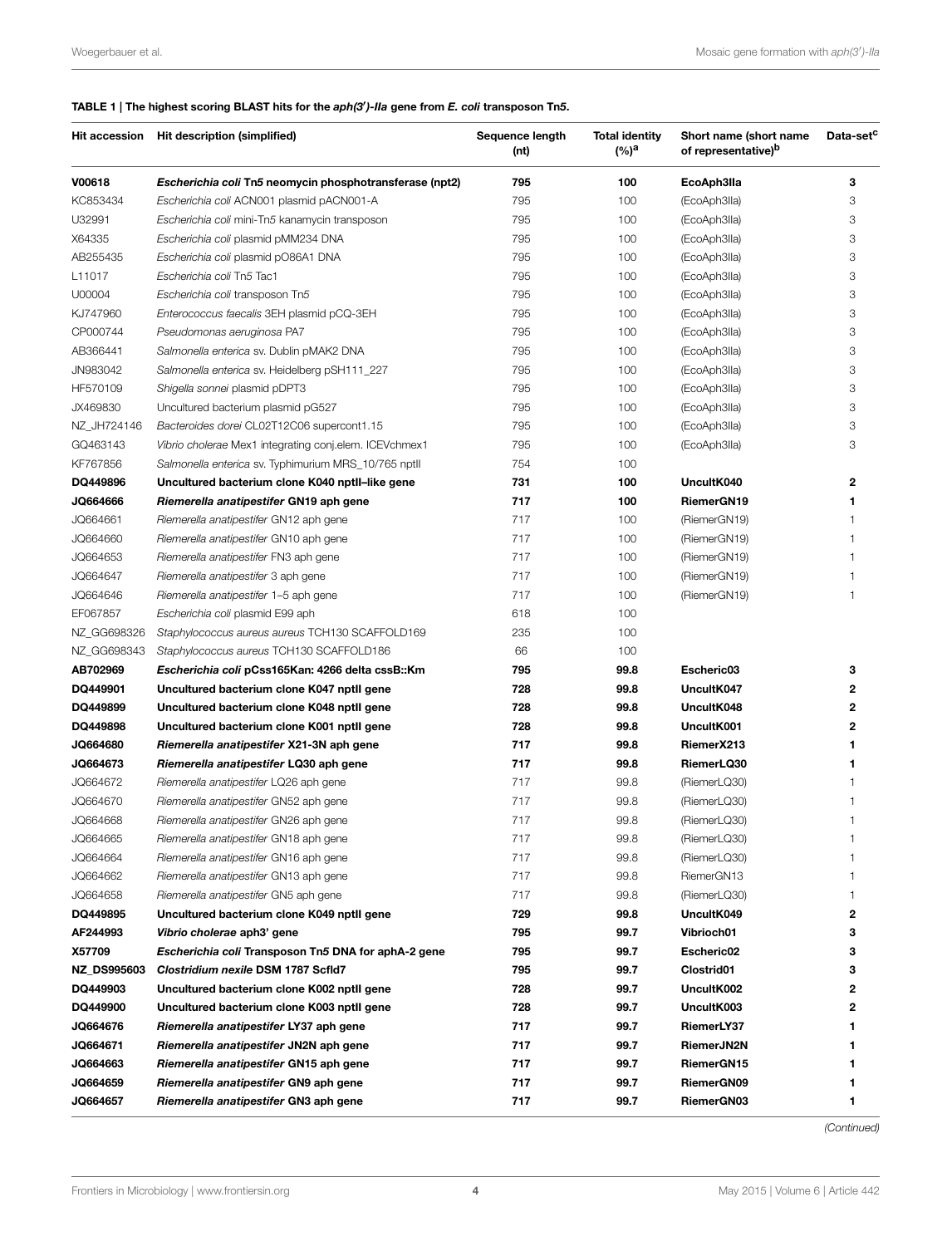**TABLE 1 | The highest scoring BLAST hits for the *aph(3′)-IIa* gene from *E. coli* transposon Tn*5*.**

| Hit accession | Hit description (simplified) | Sequence length (nt) | Total identity (%)[a] | Short name (short name of representative)[b] | Data-set[c] |
|---|---|---|---|---|---|
| **V00618** | ***Escherichia coli* Tn*5* neomycin phosphotransferase (npt2)** | **795** | **100** | **EcoAph3IIa** | **3** |
| KC853434 | *Escherichia coli* ACN001 plasmid pACN001-A | 795 | 100 | (EcoAph3IIa) | 3 |
| U32991 | *Escherichia coli* mini-Tn*5* kanamycin transposon | 795 | 100 | (EcoAph3IIa) | 3 |
| X64335 | *Escherichia coli* plasmid pMM234 DNA | 795 | 100 | (EcoAph3IIa) | 3 |
| AB255435 | *Escherichia coli* plasmid pO86A1 DNA | 795 | 100 | (EcoAph3IIa) | 3 |
| L11017 | *Escherichia coli* Tn*5* Tac1 | 795 | 100 | (EcoAph3IIa) | 3 |
| U00004 | *Escherichia coli* transposon Tn*5* | 795 | 100 | (EcoAph3IIa) | 3 |
| KJ747960 | *Enterococcus faecalis* 3EH plasmid pCQ-3EH | 795 | 100 | (EcoAph3IIa) | 3 |
| CP000744 | *Pseudomonas aeruginosa* PA7 | 795 | 100 | (EcoAph3IIa) | 3 |
| AB366441 | *Salmonella enterica* sv. Dublin pMAK2 DNA | 795 | 100 | (EcoAph3IIa) | 3 |
| JN983042 | *Salmonella enterica* sv. Heidelberg pSH111_227 | 795 | 100 | (EcoAph3IIa) | 3 |
| HF570109 | *Shigella sonnei* plasmid pDPT3 | 795 | 100 | (EcoAph3IIa) | 3 |
| JX469830 | Uncultured bacterium plasmid pG527 | 795 | 100 | (EcoAph3IIa) | 3 |
| NZ_JH724146 | *Bacteroides dorei* CL02T12C06 supercont1.15 | 795 | 100 | (EcoAph3IIa) | 3 |
| GQ463143 | *Vibrio cholerae* Mex1 integrating conj.elem. ICEVchmex1 | 795 | 100 | (EcoAph3IIa) | 3 |
| KF767856 | *Salmonella enterica* sv. Typhimurium MRS_10/765 nptII | 754 | 100 | | |
| **DQ449896** | **Uncultured bacterium clone K040 nptII–like gene** | **731** | **100** | **UncultK040** | **2** |
| **JQ664666** | ***Riemerella anatipestifer* GN19 aph gene** | **717** | **100** | **RiemerGN19** | **1** |
| JQ664661 | *Riemerella anatipestifer* GN12 aph gene | 717 | 100 | (RiemerGN19) | 1 |
| JQ664660 | *Riemerella anatipestifer* GN10 aph gene | 717 | 100 | (RiemerGN19) | 1 |
| JQ664653 | *Riemerella anatipestifer* FN3 aph gene | 717 | 100 | (RiemerGN19) | 1 |
| JQ664647 | *Riemerella anatipestifer* 3 aph gene | 717 | 100 | (RiemerGN19) | 1 |
| JQ664646 | *Riemerella anatipestifer* 1–5 aph gene | 717 | 100 | (RiemerGN19) | 1 |
| EF067857 | *Escherichia coli* plasmid E99 aph | 618 | 100 | | |
| NZ_GG698326 | *Staphylococcus aureus aureus* TCH130 SCAFFOLD169 | 235 | 100 | | |
| NZ_GG698343 | *Staphylococcus aureus* TCH130 SCAFFOLD186 | 66 | 100 | | |
| **AB702969** | ***Escherichia coli* pCss165Kan: 4266 delta cssB::Km** | **795** | **99.8** | **Escheric03** | **3** |
| **DQ449901** | **Uncultured bacterium clone K047 nptII gene** | **728** | **99.8** | **UncultK047** | **2** |
| **DQ449899** | **Uncultured bacterium clone K048 nptII gene** | **728** | **99.8** | **UncultK048** | **2** |
| **DQ449898** | **Uncultured bacterium clone K001 nptII gene** | **728** | **99.8** | **UncultK001** | **2** |
| **JQ664680** | ***Riemerella anatipestifer* X21-3N aph gene** | **717** | **99.8** | **RiemerX213** | **1** |
| **JQ664673** | ***Riemerella anatipestifer* LQ30 aph gene** | **717** | **99.8** | **RiemerLQ30** | **1** |
| JQ664672 | *Riemerella anatipestifer* LQ26 aph gene | 717 | 99.8 | (RiemerLQ30) | 1 |
| JQ664670 | *Riemerella anatipestifer* GN52 aph gene | 717 | 99.8 | (RiemerLQ30) | 1 |
| JQ664668 | *Riemerella anatipestifer* GN26 aph gene | 717 | 99.8 | (RiemerLQ30) | 1 |
| JQ664665 | *Riemerella anatipestifer* GN18 aph gene | 717 | 99.8 | (RiemerLQ30) | 1 |
| JQ664664 | *Riemerella anatipestifer* GN16 aph gene | 717 | 99.8 | (RiemerLQ30) | 1 |
| JQ664662 | *Riemerella anatipestifer* GN13 aph gene | 717 | 99.8 | RiemerGN13 | 1 |
| JQ664658 | *Riemerella anatipestifer* GN5 aph gene | 717 | 99.8 | (RiemerLQ30) | 1 |
| **DQ449895** | **Uncultured bacterium clone K049 nptII gene** | **729** | **99.8** | **UncultK049** | **2** |
| **AF244993** | ***Vibrio cholerae* aph3′ gene** | **795** | **99.7** | **Vibrioch01** | **3** |
| **X57709** | ***Escherichia coli* Transposon Tn*5* DNA for aphA-2 gene** | **795** | **99.7** | **Escheric02** | **3** |
| **NZ_DS995603** | ***Clostridium nexile* DSM 1787 Scfld7** | **795** | **99.7** | **Clostrid01** | **3** |
| **DQ449903** | **Uncultured bacterium clone K002 nptII gene** | **728** | **99.7** | **UncultK002** | **2** |
| **DQ449900** | **Uncultured bacterium clone K003 nptII gene** | **728** | **99.7** | **UncultK003** | **2** |
| **JQ664676** | ***Riemerella anatipestifer* LY37 aph gene** | **717** | **99.7** | **RiemerLY37** | **1** |
| **JQ664671** | ***Riemerella anatipestifer* JN2N aph gene** | **717** | **99.7** | **RiemerJN2N** | **1** |
| **JQ664663** | ***Riemerella anatipestifer* GN15 aph gene** | **717** | **99.7** | **RiemerGN15** | **1** |
| **JQ664659** | ***Riemerella anatipestifer* GN9 aph gene** | **717** | **99.7** | **RiemerGN09** | **1** |
| **JQ664657** | ***Riemerella anatipestifer* GN3 aph gene** | **717** | **99.7** | **RiemerGN03** | **1** |

*(Continued)*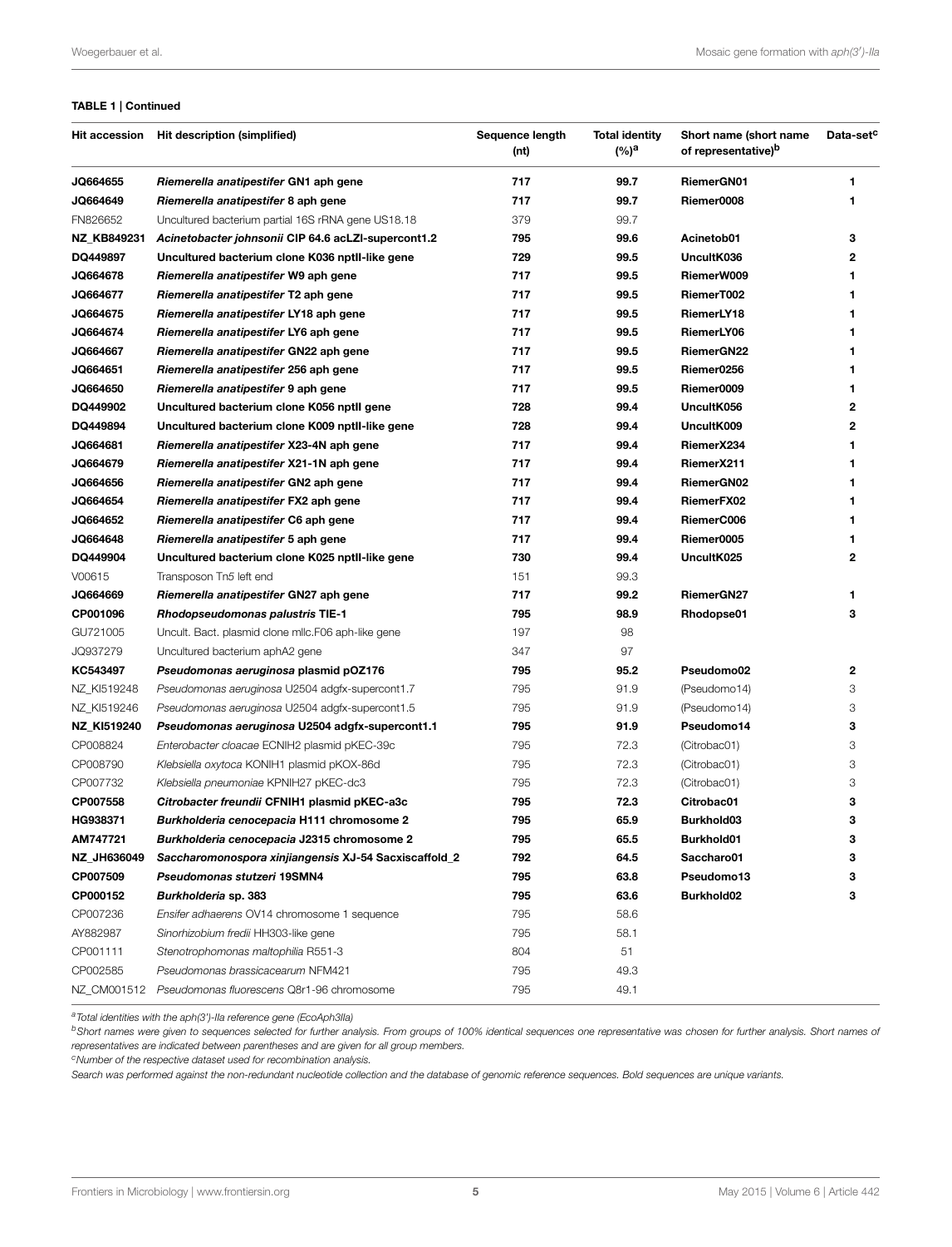**TABLE 1 | Continued**

| Hit accession | Hit description (simplified) | Sequence length (nt) | Total identity (%)[a] | Short name (short name of representative)[b] | Data-set[c] |
|---|---|---|---|---|---|
| **JQ664655** | ***Riemerella anatipestifer* GN1 aph gene** | **717** | **99.7** | **RiemerGN01** | **1** |
| **JQ664649** | ***Riemerella anatipestifer* 8 aph gene** | **717** | **99.7** | **Riemer0008** | **1** |
| FN826652 | Uncultured bacterium partial 16S rRNA gene US18.18 | 379 | 99.7 | | |
| **NZ_KB849231** | ***Acinetobacter johnsonii* CIP 64.6 acLZI-supercont1.2** | **795** | **99.6** | **Acinetob01** | **3** |
| **DQ449897** | **Uncultured bacterium clone K036 nptII-like gene** | **729** | **99.5** | **UncultK036** | **2** |
| **JQ664678** | ***Riemerella anatipestifer* W9 aph gene** | **717** | **99.5** | **RiemerW009** | **1** |
| **JQ664677** | ***Riemerella anatipestifer* T2 aph gene** | **717** | **99.5** | **RiemerT002** | **1** |
| **JQ664675** | ***Riemerella anatipestifer* LY18 aph gene** | **717** | **99.5** | **RiemerLY18** | **1** |
| **JQ664674** | ***Riemerella anatipestifer* LY6 aph gene** | **717** | **99.5** | **RiemerLY06** | **1** |
| **JQ664667** | ***Riemerella anatipestifer* GN22 aph gene** | **717** | **99.5** | **RiemerGN22** | **1** |
| **JQ664651** | ***Riemerella anatipestifer* 256 aph gene** | **717** | **99.5** | **Riemer0256** | **1** |
| **JQ664650** | ***Riemerella anatipestifer* 9 aph gene** | **717** | **99.5** | **Riemer0009** | **1** |
| **DQ449902** | **Uncultured bacterium clone K056 nptII gene** | **728** | **99.4** | **UncultK056** | **2** |
| **DQ449894** | **Uncultured bacterium clone K009 nptII-like gene** | **728** | **99.4** | **UncultK009** | **2** |
| **JQ664681** | ***Riemerella anatipestifer* X23-4N aph gene** | **717** | **99.4** | **RiemerX234** | **1** |
| **JQ664679** | ***Riemerella anatipestifer* X21-1N aph gene** | **717** | **99.4** | **RiemerX211** | **1** |
| **JQ664656** | ***Riemerella anatipestifer* GN2 aph gene** | **717** | **99.4** | **RiemerGN02** | **1** |
| **JQ664654** | ***Riemerella anatipestifer* FX2 aph gene** | **717** | **99.4** | **RiemerFX02** | **1** |
| **JQ664652** | ***Riemerella anatipestifer* C6 aph gene** | **717** | **99.4** | **RiemerC006** | **1** |
| **JQ664648** | ***Riemerella anatipestifer* 5 aph gene** | **717** | **99.4** | **Riemer0005** | **1** |
| **DQ449904** | **Uncultured bacterium clone K025 nptII-like gene** | **730** | **99.4** | **UncultK025** | **2** |
| V00615 | Transposon Tn*5* left end | 151 | 99.3 | | |
| **JQ664669** | ***Riemerella anatipestifer* GN27 aph gene** | **717** | **99.2** | **RiemerGN27** | **1** |
| **CP001096** | ***Rhodopseudomonas palustris* TIE-1** | **795** | **98.9** | **Rhodopse01** | **3** |
| GU721005 | Uncult. Bact. plasmid clone mllc.F06 aph-like gene | 197 | 98 | | |
| JQ937279 | Uncultured bacterium aphA2 gene | 347 | 97 | | |
| **KC543497** | ***Pseudomonas aeruginosa* plasmid pOZ176** | **795** | **95.2** | **Pseudomo02** | **2** |
| NZ_KI519248 | *Pseudomonas aeruginosa* U2504 adgfx-supercont1.7 | 795 | 91.9 | (Pseudomo14) | 3 |
| NZ_KI519246 | *Pseudomonas aeruginosa* U2504 adgfx-supercont1.5 | 795 | 91.9 | (Pseudomo14) | 3 |
| **NZ_KI519240** | ***Pseudomonas aeruginosa* U2504 adgfx-supercont1.1** | **795** | **91.9** | **Pseudomo14** | **3** |
| CP008824 | *Enterobacter cloacae* ECNIH2 plasmid pKEC-39c | 795 | 72.3 | (Citrobac01) | 3 |
| CP008790 | *Klebsiella oxytoca* KONIH1 plasmid pKOX-86d | 795 | 72.3 | (Citrobac01) | 3 |
| CP007732 | *Klebsiella pneumoniae* KPNIH27 pKEC-dc3 | 795 | 72.3 | (Citrobac01) | 3 |
| **CP007558** | ***Citrobacter freundii* CFNIH1 plasmid pKEC-a3c** | **795** | **72.3** | **Citrobac01** | **3** |
| **HG938371** | ***Burkholderia cenocepacia* H111 chromosome 2** | **795** | **65.9** | **Burkhold03** | **3** |
| **AM747721** | ***Burkholderia cenocepacia* J2315 chromosome 2** | **795** | **65.5** | **Burkhold01** | **3** |
| **NZ_JH636049** | ***Saccharomonospora xinjiangensis* XJ-54 Sacxiscaffold_2** | **792** | **64.5** | **Saccharo01** | **3** |
| **CP007509** | ***Pseudomonas stutzeri* 19SMN4** | **795** | **63.8** | **Pseudomo13** | **3** |
| **CP000152** | ***Burkholderia* sp. 383** | **795** | **63.6** | **Burkhold02** | **3** |
| CP007236 | *Ensifer adhaerens* OV14 chromosome 1 sequence | 795 | 58.6 | | |
| AY882987 | *Sinorhizobium fredii* HH303-like gene | 795 | 58.1 | | |
| CP001111 | *Stenotrophomonas maltophilia* R551-3 | 804 | 51 | | |
| CP002585 | *Pseudomonas brassicacearum* NFM421 | 795 | 49.3 | | |
| NZ_CM001512 | *Pseudomonas fluorescens* Q8r1-96 chromosome | 795 | 49.1 | | |

[a] *Total identities with the aph(3′)-IIa reference gene (EcoAph3IIa)*

[b] *Short names were given to sequences selected for further analysis. From groups of 100% identical sequences one representative was chosen for further analysis. Short names of representatives are indicated between parentheses and are given for all group members.*

[c] *Number of the respective dataset used for recombination analysis.*

*Search was performed against the non-redundant nucleotide collection and the database of genomic reference sequences. Bold sequences are unique variants.*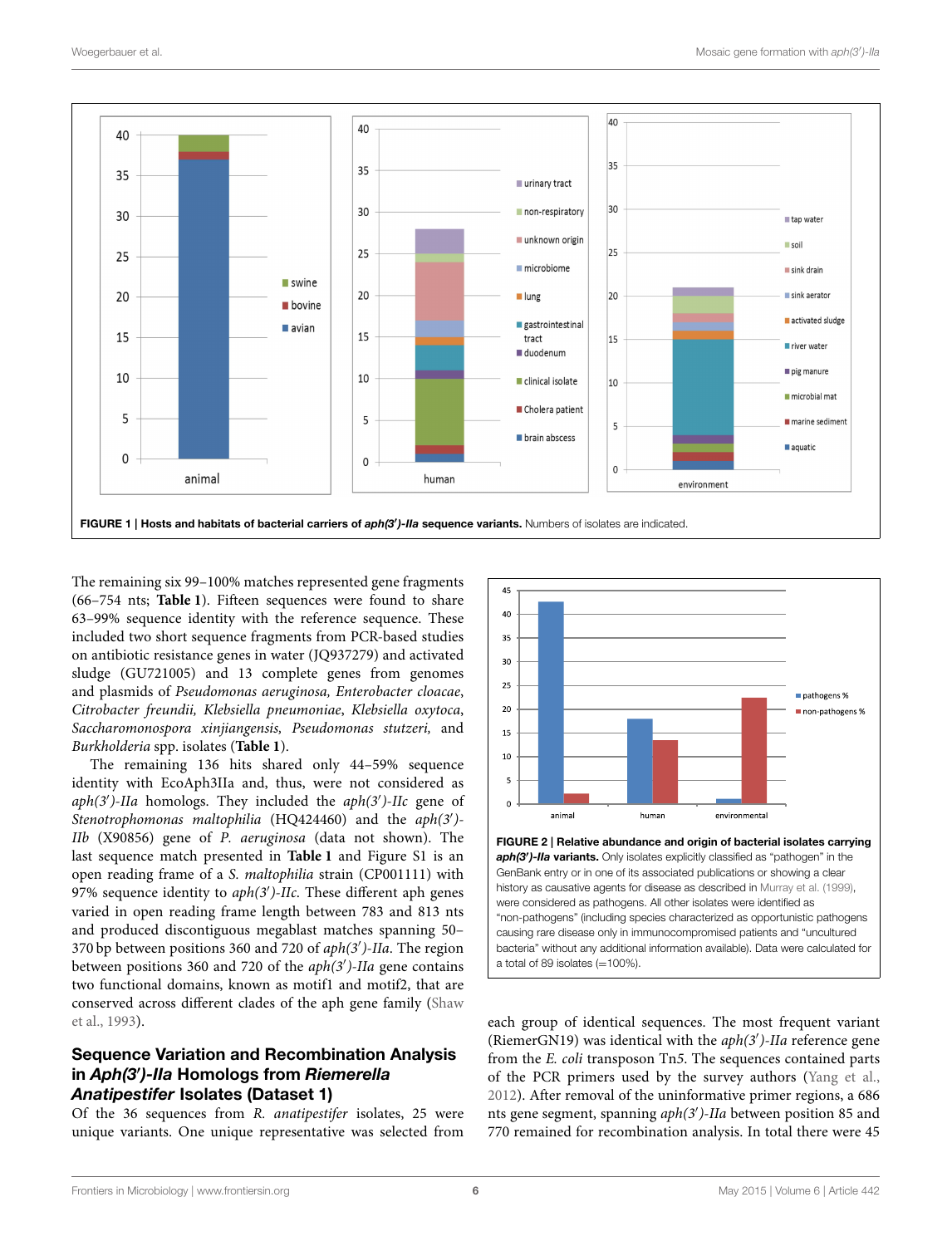FIGURE 1 | Hosts and habitats of bacterial carriers of *aph(3′)-IIa* sequence variants. Numbers of isolates are indicated.

The remaining six 99–100% matches represented gene fragments (66–754 nts; **Table 1**). Fifteen sequences were found to share 63–99% sequence identity with the reference sequence. These included two short sequence fragments from PCR-based studies on antibiotic resistance genes in water (JQ937279) and activated sludge (GU721005) and 13 complete genes from genomes and plasmids of *Pseudomonas aeruginosa, Enterobacter cloacae, Citrobacter freundii, Klebsiella pneumoniae, Klebsiella oxytoca, Saccharomonospora xinjiangensis, Pseudomonas stutzeri,* and *Burkholderia* spp. isolates (**Table 1**).

The remaining 136 hits shared only 44–59% sequence identity with EcoAph3IIa and, thus, were not considered as *aph(3′)-IIa* homologs. They included the *aph(3′)-IIc* gene of *Stenotrophomonas maltophilia* (HQ424460) and the *aph(3′)-IIb* (X90856) gene of *P. aeruginosa* (data not shown). The last sequence match presented in **Table 1** and Figure S1 is an open reading frame of a *S. maltophilia* strain (CP001111) with 97% sequence identity to *aph(3′)-IIc*. These different aph genes varied in open reading frame length between 783 and 813 nts and produced discontiguous megablast matches spanning 50–370 bp between positions 360 and 720 of *aph(3′)-IIa*. The region between positions 360 and 720 of the *aph(3′)-IIa* gene contains two functional domains, known as motif1 and motif2, that are conserved across different clades of the aph gene family (Shaw et al., 1993).

## Sequence Variation and Recombination Analysis in *Aph(3′)-IIa* Homologs from *Riemerella Anatipestifer* Isolates (Dataset 1)

Of the 36 sequences from *R. anatipestifer* isolates, 25 were unique variants. One unique representative was selected from

FIGURE 2 | Relative abundance and origin of bacterial isolates carrying *aph(3′)-IIa* variants. Only isolates explicitly classified as "pathogen" in the GenBank entry or in one of its associated publications or showing a clear history as causative agents for disease as described in Murray et al. (1999), were considered as pathogens. All other isolates were identified as "non-pathogens" (including species characterized as opportunistic pathogens causing rare disease only in immunocompromised patients and "uncultured bacteria" without any additional information available). Data were calculated for a total of 89 isolates (=100%).

each group of identical sequences. The most frequent variant (RiemerGN19) was identical with the *aph(3′)-IIa* reference gene from the *E. coli* transposon Tn5. The sequences contained parts of the PCR primers used by the survey authors (Yang et al., 2012). After removal of the uninformative primer regions, a 686 nts gene segment, spanning *aph(3′)-IIa* between position 85 and 770 remained for recombination analysis. In total there were 45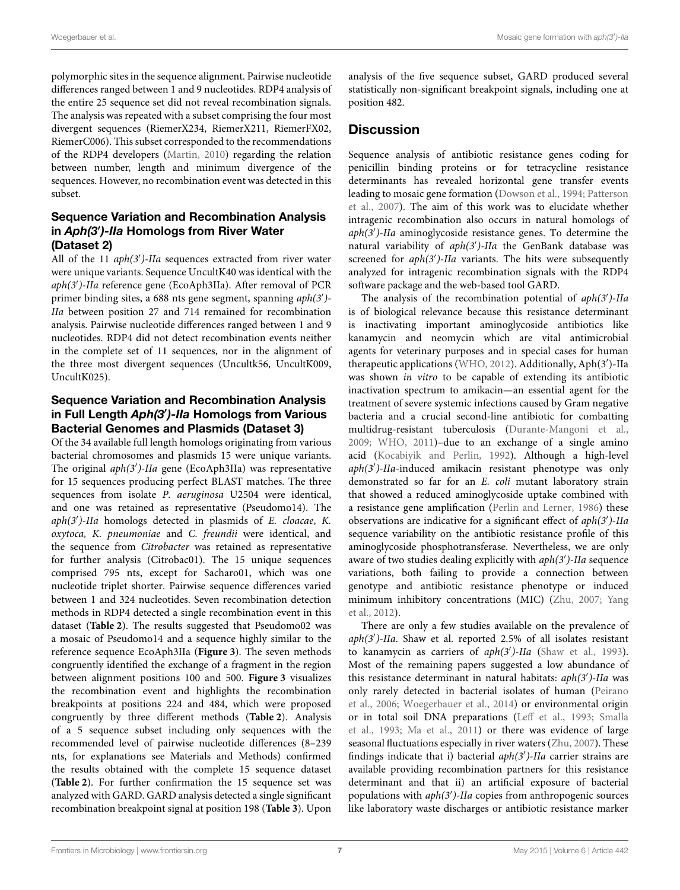polymorphic sites in the sequence alignment. Pairwise nucleotide differences ranged between 1 and 9 nucleotides. RDP4 analysis of the entire 25 sequence set did not reveal recombination signals. The analysis was repeated with a subset comprising the four most divergent sequences (RiemerX234, RiemerX211, RiemerFX02, RiemerC006). This subset corresponded to the recommendations of the RDP4 developers (Martin, 2010) regarding the relation between number, length and minimum divergence of the sequences. However, no recombination event was detected in this subset.

### Sequence Variation and Recombination Analysis in *Aph(3′)-IIa* Homologs from River Water (Dataset 2)

All of the 11 *aph(3′)-IIa* sequences extracted from river water were unique variants. Sequence UncultK40 was identical with the *aph(3′)-IIa* reference gene (EcoAph3IIa). After removal of PCR primer binding sites, a 688 nts gene segment, spanning *aph(3′)-IIa* between position 27 and 714 remained for recombination analysis. Pairwise nucleotide differences ranged between 1 and 9 nucleotides. RDP4 did not detect recombination events neither in the complete set of 11 sequences, nor in the alignment of the three most divergent sequences (Uncultk56, UncultK009, UncultK025).

### Sequence Variation and Recombination Analysis in Full Length *Aph(3′)-IIa* Homologs from Various Bacterial Genomes and Plasmids (Dataset 3)

Of the 34 available full length homologs originating from various bacterial chromosomes and plasmids 15 were unique variants. The original *aph(3′)-IIa* gene (EcoAph3IIa) was representative for 15 sequences producing perfect BLAST matches. The three sequences from isolate *P. aeruginosa* U2504 were identical, and one was retained as representative (Pseudomo14). The *aph(3′)-IIa* homologs detected in plasmids of *E. cloacae*, *K. oxytoca*, *K. pneumoniae* and *C. freundii* were identical, and the sequence from *Citrobacter* was retained as representative for further analysis (Citrobac01). The 15 unique sequences comprised 795 nts, except for Sacharo01, which was one nucleotide triplet shorter. Pairwise sequence differences varied between 1 and 324 nucleotides. Seven recombination detection methods in RDP4 detected a single recombination event in this dataset (**Table 2**). The results suggested that Pseudomo02 was a mosaic of Pseudomo14 and a sequence highly similar to the reference sequence EcoAph3IIa (**Figure 3**). The seven methods congruently identified the exchange of a fragment in the region between alignment positions 100 and 500. **Figure 3** visualizes the recombination event and highlights the recombination breakpoints at positions 224 and 484, which were proposed congruently by three different methods (**Table 2**). Analysis of a 5 sequence subset including only sequences with the recommended level of pairwise nucleotide differences (8–239 nts, for explanations see Materials and Methods) confirmed the results obtained with the complete 15 sequence dataset (**Table 2**). For further confirmation the 15 sequence set was analyzed with GARD. GARD analysis detected a single significant recombination breakpoint signal at position 198 (**Table 3**). Upon analysis of the five sequence subset, GARD produced several statistically non-significant breakpoint signals, including one at position 482.

## Discussion

Sequence analysis of antibiotic resistance genes coding for penicillin binding proteins or for tetracycline resistance determinants has revealed horizontal gene transfer events leading to mosaic gene formation (Dowson et al., 1994; Patterson et al., 2007). The aim of this work was to elucidate whether intragenic recombination also occurs in natural homologs of *aph(3′)-IIa* aminoglycoside resistance genes. To determine the natural variability of *aph(3′)-IIa* the GenBank database was screened for *aph(3′)-IIa* variants. The hits were subsequently analyzed for intragenic recombination signals with the RDP4 software package and the web-based tool GARD.

The analysis of the recombination potential of *aph(3′)-IIa* is of biological relevance because this resistance determinant is inactivating important aminoglycoside antibiotics like kanamycin and neomycin which are vital antimicrobial agents for veterinary purposes and in special cases for human therapeutic applications (WHO, 2012). Additionally, Aph(3′)-IIa was shown *in vitro* to be capable of extending its antibiotic inactivation spectrum to amikacin—an essential agent for the treatment of severe systemic infections caused by Gram negative bacteria and a crucial second-line antibiotic for combatting multidrug-resistant tuberculosis (Durante-Mangoni et al., 2009; WHO, 2011)–due to an exchange of a single amino acid (Kocabiyik and Perlin, 1992). Although a high-level *aph(3′)-IIa*-induced amikacin resistant phenotype was only demonstrated so far for an *E. coli* mutant laboratory strain that showed a reduced aminoglycoside uptake combined with a resistance gene amplification (Perlin and Lerner, 1986) these observations are indicative for a significant effect of *aph(3′)-IIa* sequence variability on the antibiotic resistance profile of this aminoglycoside phosphotransferase. Nevertheless, we are only aware of two studies dealing explicitly with *aph(3′)-IIa* sequence variations, both failing to provide a connection between genotype and antibiotic resistance phenotype or induced minimum inhibitory concentrations (MIC) (Zhu, 2007; Yang et al., 2012).

There are only a few studies available on the prevalence of *aph(3′)-IIa*. Shaw et al. reported 2.5% of all isolates resistant to kanamycin as carriers of *aph(3′)-IIa* (Shaw et al., 1993). Most of the remaining papers suggested a low abundance of this resistance determinant in natural habitats: *aph(3′)-IIa* was only rarely detected in bacterial isolates of human (Peirano et al., 2006; Woegerbauer et al., 2014) or environmental origin or in total soil DNA preparations (Leff et al., 1993; Smalla et al., 1993; Ma et al., 2011) or there was evidence of large seasonal fluctuations especially in river waters (Zhu, 2007). These findings indicate that i) bacterial *aph(3′)-IIa* carrier strains are available providing recombination partners for this resistance determinant and that ii) an artificial exposure of bacterial populations with *aph(3′)-IIa* copies from anthropogenic sources like laboratory waste discharges or antibiotic resistance marker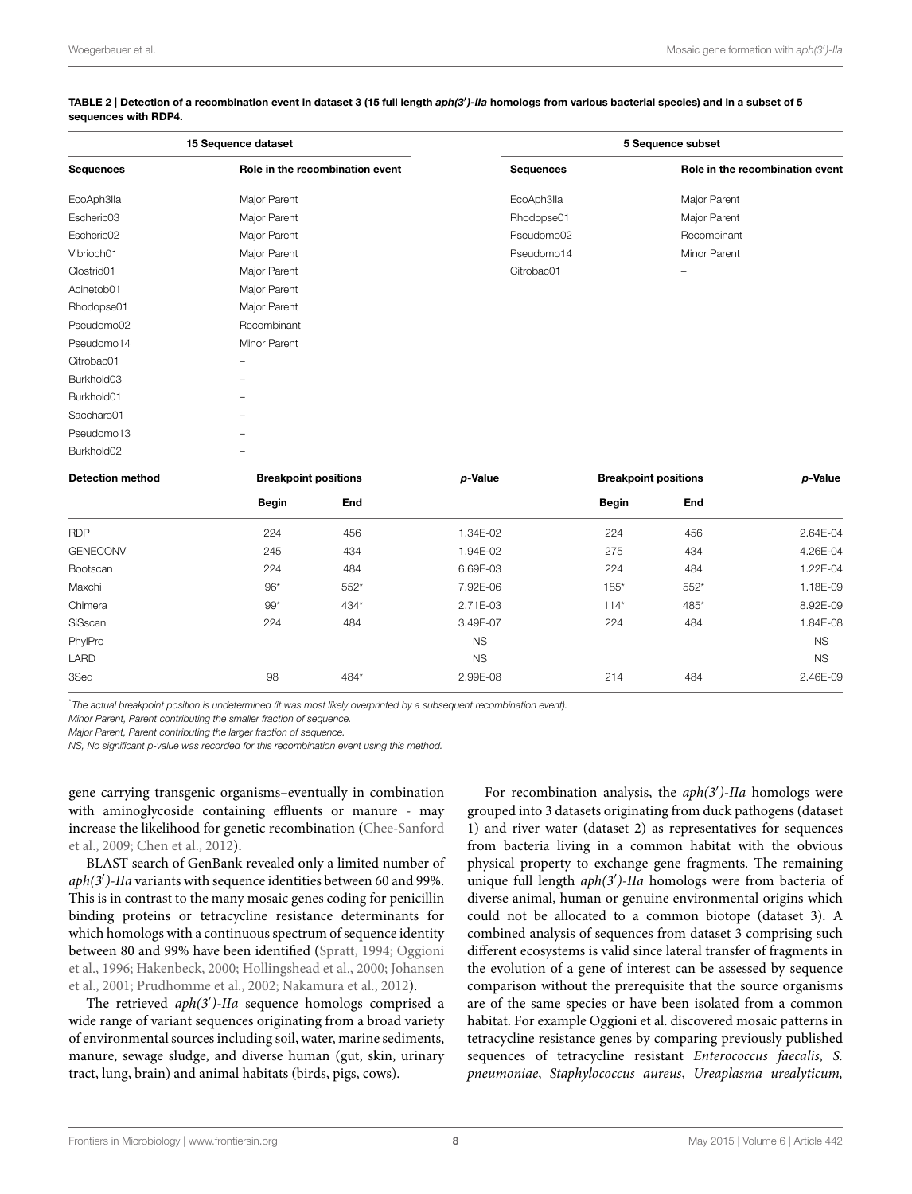**TABLE 2 | Detection of a recombination event in dataset 3 (15 full length *aph(3′)-IIa* homologs from various bacterial species) and in a subset of 5 sequences with RDP4.**

| 15 Sequence dataset | | 5 Sequence subset | |
|---|---|---|---|
| **Sequences** | **Role in the recombination event** | **Sequences** | **Role in the recombination event** |
| EcoAph3IIa | Major Parent | EcoAph3IIa | Major Parent |
| Escheric03 | Major Parent | Rhodopse01 | Major Parent |
| Escheric02 | Major Parent | Pseudomo02 | Recombinant |
| Vibrioch01 | Major Parent | Pseudomo14 | Minor Parent |
| Clostrid01 | Major Parent | Citrobac01 | – |
| Acinetob01 | Major Parent | | |
| Rhodopse01 | Major Parent | | |
| Pseudomo02 | Recombinant | | |
| Pseudomo14 | Minor Parent | | |
| Citrobac01 | – | | |
| Burkhold03 | – | | |
| Burkhold01 | – | | |
| Saccharo01 | – | | |
| Pseudomo13 | – | | |
| Burkhold02 | – | | |

| Detection method | Breakpoint positions | | *p*-Value | Breakpoint positions | | *p*-Value |
|---|---|---|---|---|---|---|
| | **Begin** | **End** | | **Begin** | **End** | |
| RDP | 224 | 456 | 1.34E-02 | 224 | 456 | 2.64E-04 |
| GENECONV | 245 | 434 | 1.94E-02 | 275 | 434 | 4.26E-04 |
| Bootscan | 224 | 484 | 6.69E-03 | 224 | 484 | 1.22E-04 |
| Maxchi | 96* | 552* | 7.92E-06 | 185* | 552* | 1.18E-09 |
| Chimera | 99* | 434* | 2.71E-03 | 114* | 485* | 8.92E-09 |
| SiSscan | 224 | 484 | 3.49E-07 | 224 | 484 | 1.84E-08 |
| PhylPro | | | NS | | | NS |
| LARD | | | NS | | | NS |
| 3Seq | 98 | 484* | 2.99E-08 | 214 | 484 | 2.46E-09 |

*The actual breakpoint position is undetermined (it was most likely overprinted by a subsequent recombination event).
Minor Parent, Parent contributing the smaller fraction of sequence.
Major Parent, Parent contributing the larger fraction of sequence.
NS, No significant p-value was recorded for this recombination event using this method.

gene carrying transgenic organisms–eventually in combination with aminoglycoside containing effluents or manure - may increase the likelihood for genetic recombination (Chee-Sanford et al., 2009; Chen et al., 2012).

BLAST search of GenBank revealed only a limited number of *aph(3′)-IIa* variants with sequence identities between 60 and 99%. This is in contrast to the many mosaic genes coding for penicillin binding proteins or tetracycline resistance determinants for which homologs with a continuous spectrum of sequence identity between 80 and 99% have been identified (Spratt, 1994; Oggioni et al., 1996; Hakenbeck, 2000; Hollingshead et al., 2000; Johansen et al., 2001; Prudhomme et al., 2002; Nakamura et al., 2012).

The retrieved *aph(3′)-IIa* sequence homologs comprised a wide range of variant sequences originating from a broad variety of environmental sources including soil, water, marine sediments, manure, sewage sludge, and diverse human (gut, skin, urinary tract, lung, brain) and animal habitats (birds, pigs, cows).

For recombination analysis, the *aph(3′)-IIa* homologs were grouped into 3 datasets originating from duck pathogens (dataset 1) and river water (dataset 2) as representatives for sequences from bacteria living in a common habitat with the obvious physical property to exchange gene fragments. The remaining unique full length *aph(3′)-IIa* homologs were from bacteria of diverse animal, human or genuine environmental origins which could not be allocated to a common biotope (dataset 3). A combined analysis of sequences from dataset 3 comprising such different ecosystems is valid since lateral transfer of fragments in the evolution of a gene of interest can be assessed by sequence comparison without the prerequisite that the source organisms are of the same species or have been isolated from a common habitat. For example Oggioni et al. discovered mosaic patterns in tetracycline resistance genes by comparing previously published sequences of tetracycline resistant *Enterococcus faecalis*, *S. pneumoniae*, *Staphylococcus aureus*, *Ureaplasma urealyticum,*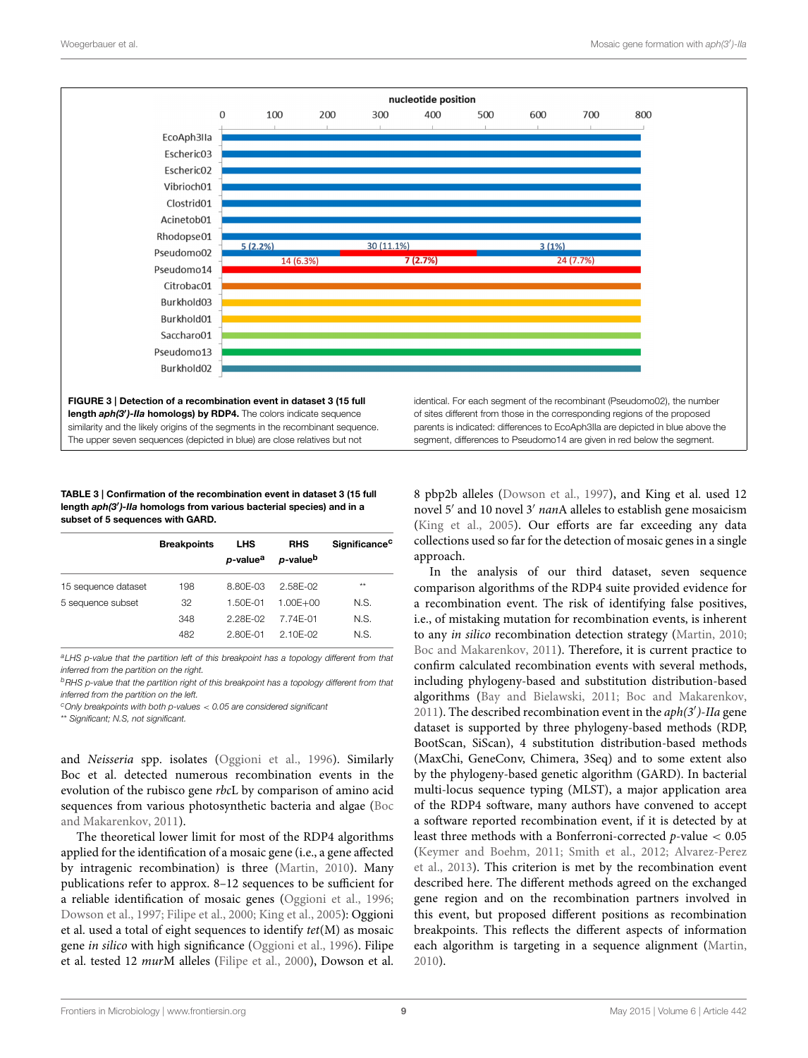**FIGURE 3 | Detection of a recombination event in dataset 3 (15 full length *aph(3′)-IIa* homologs) by RDP4.** The colors indicate sequence similarity and the likely origins of the segments in the recombinant sequence. The upper seven sequences (depicted in blue) are close relatives but not identical. For each segment of the recombinant (Pseudomo02), the number of sites different from those in the corresponding regions of the proposed parents is indicated: differences to EcoAph3IIa are depicted in blue above the segment, differences to Pseudomo14 are given in red below the segment.

**TABLE 3 | Confirmation of the recombination event in dataset 3 (15 full length *aph(3′)-IIa* homologs from various bacterial species) and in a subset of 5 sequences with GARD.**

| | Breakpoints | LHS *p*-value[a] | RHS *p*-value[b] | Significance[c] |
|---|---|---|---|---|
| 15 sequence dataset | 198 | 8.80E-03 | 2.58E-02 | ** |
| 5 sequence subset | 32 | 1.50E-01 | 1.00E+00 | N.S. |
| | 348 | 2.28E-02 | 7.74E-01 | N.S. |
| | 482 | 2.80E-01 | 2.10E-02 | N.S. |

[a]LHS p-value that the partition left of this breakpoint has a topology different from that inferred from the partition on the right.
[b]RHS p-value that the partition right of this breakpoint has a topology different from that inferred from the partition on the left.
[c]Only breakpoints with both p-values $< 0.05$ are considered significant
** Significant; N.S, not significant.

and *Neisseria* spp. isolates (Oggioni et al., 1996). Similarly Boc et al. detected numerous recombination events in the evolution of the rubisco gene *rbcL* by comparison of amino acid sequences from various photosynthetic bacteria and algae (Boc and Makarenkov, 2011).

The theoretical lower limit for most of the RDP4 algorithms applied for the identification of a mosaic gene (i.e., a gene affected by intragenic recombination) is three (Martin, 2010). Many publications refer to approx. 8–12 sequences to be sufficient for a reliable identification of mosaic genes (Oggioni et al., 1996; Dowson et al., 1997; Filipe et al., 2000; King et al., 2005): Oggioni et al. used a total of eight sequences to identify *tet*(M) as mosaic gene *in silico* with high significance (Oggioni et al., 1996). Filipe et al. tested 12 *murM* alleles (Filipe et al., 2000), Dowson et al. 8 pbp2b alleles (Dowson et al., 1997), and King et al. used 12 novel 5′ and 10 novel 3′ *nanA* alleles to establish gene mosaicism (King et al., 2005). Our efforts are far exceeding any data collections used so far for the detection of mosaic genes in a single approach.

In the analysis of our third dataset, seven sequence comparison algorithms of the RDP4 suite provided evidence for a recombination event. The risk of identifying false positives, i.e., of mistaking mutation for recombination events, is inherent to any *in silico* recombination detection strategy (Martin, 2010; Boc and Makarenkov, 2011). Therefore, it is current practice to confirm calculated recombination events with several methods, including phylogeny-based and substitution distribution-based algorithms (Bay and Bielawski, 2011; Boc and Makarenkov, 2011). The described recombination event in the *aph(3′)-IIa* gene dataset is supported by three phylogeny-based methods (RDP, BootScan, SiScan), 4 substitution distribution-based methods (MaxChi, GeneConv, Chimera, 3Seq) and to some extent also by the phylogeny-based genetic algorithm (GARD). In bacterial multi-locus sequence typing (MLST), a major application area of the RDP4 software, many authors have convened to accept a software reported recombination event, if it is detected by at least three methods with a Bonferroni-corrected $p$-value $< 0.05$ (Keymer and Boehm, 2011; Smith et al., 2012; Alvarez-Perez et al., 2013). This criterion is met by the recombination event described here. The different methods agreed on the exchanged gene region and on the recombination partners involved in this event, but proposed different positions as recombination breakpoints. This reflects the different aspects of information each algorithm is targeting in a sequence alignment (Martin, 2010).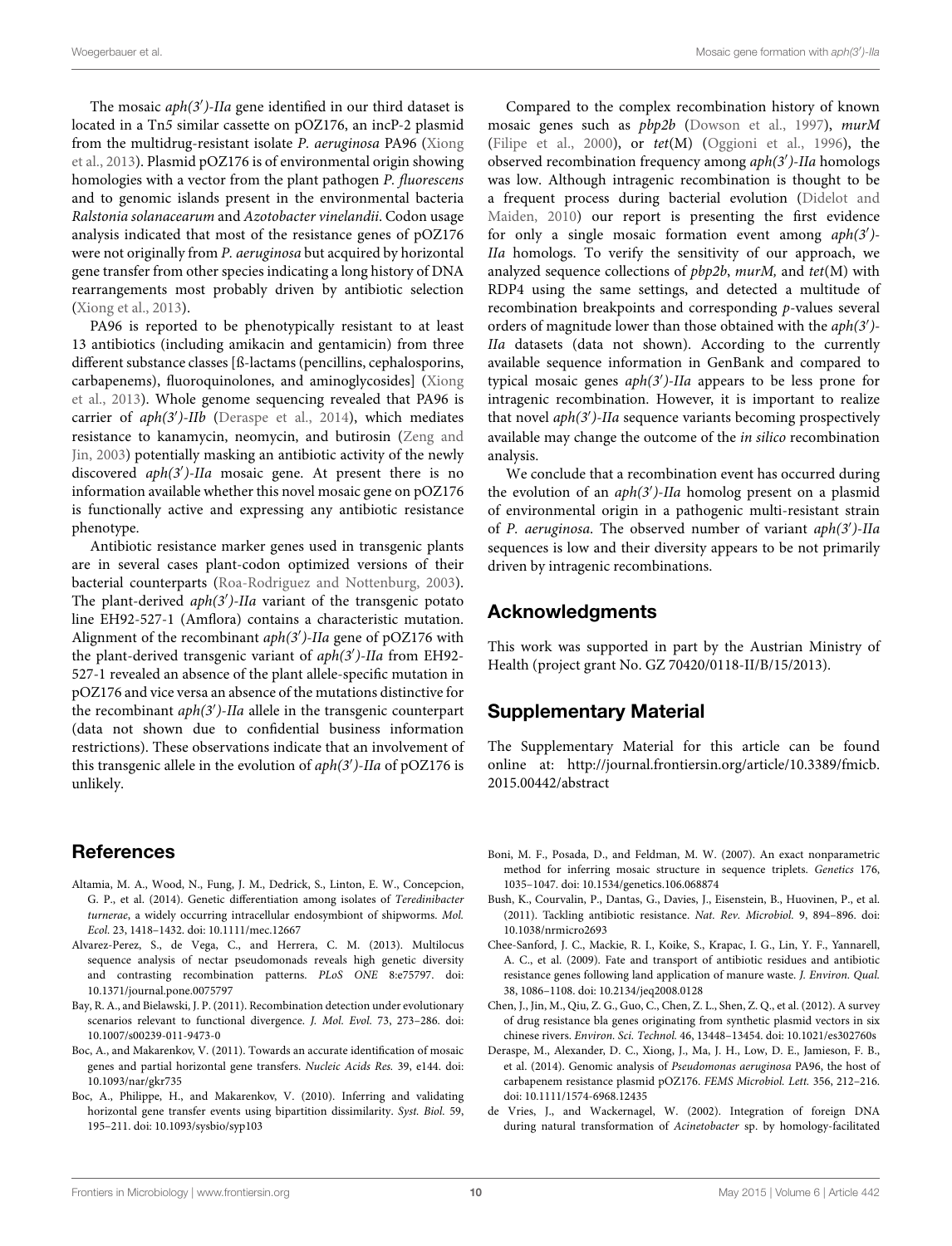The mosaic *aph(3′)-IIa* gene identified in our third dataset is located in a Tn5 similar cassette on pOZ176, an incP-2 plasmid from the multidrug-resistant isolate *P. aeruginosa* PA96 (Xiong et al., 2013). Plasmid pOZ176 is of environmental origin showing homologies with a vector from the plant pathogen *P. fluorescens* and to genomic islands present in the environmental bacteria *Ralstonia solanacearum* and *Azotobacter vinelandii*. Codon usage analysis indicated that most of the resistance genes of pOZ176 were not originally from *P. aeruginosa* but acquired by horizontal gene transfer from other species indicating a long history of DNA rearrangements most probably driven by antibiotic selection (Xiong et al., 2013).

PA96 is reported to be phenotypically resistant to at least 13 antibiotics (including amikacin and gentamicin) from three different substance classes [ß-lactams (pencillins, cephalosporins, carbapenems), fluoroquinolones, and aminoglycosides] (Xiong et al., 2013). Whole genome sequencing revealed that PA96 is carrier of *aph(3′)-IIb* (Deraspe et al., 2014), which mediates resistance to kanamycin, neomycin, and butirosin (Zeng and Jin, 2003) potentially masking an antibiotic activity of the newly discovered *aph(3′)-IIa* mosaic gene. At present there is no information available whether this novel mosaic gene on pOZ176 is functionally active and expressing any antibiotic resistance phenotype.

Antibiotic resistance marker genes used in transgenic plants are in several cases plant-codon optimized versions of their bacterial counterparts (Roa-Rodriguez and Nottenburg, 2003). The plant-derived *aph(3′)-IIa* variant of the transgenic potato line EH92-527-1 (Amflora) contains a characteristic mutation. Alignment of the recombinant *aph(3′)-IIa* gene of pOZ176 with the plant-derived transgenic variant of *aph(3′)-IIa* from EH92-527-1 revealed an absence of the plant allele-specific mutation in pOZ176 and vice versa an absence of the mutations distinctive for the recombinant *aph(3′)-IIa* allele in the transgenic counterpart (data not shown due to confidential business information restrictions). These observations indicate that an involvement of this transgenic allele in the evolution of *aph(3′)-IIa* of pOZ176 is unlikely.

Compared to the complex recombination history of known mosaic genes such as *pbp2b* (Dowson et al., 1997), *murM* (Filipe et al., 2000), or *tet*(M) (Oggioni et al., 1996), the observed recombination frequency among *aph(3′)-IIa* homologs was low. Although intragenic recombination is thought to be a frequent process during bacterial evolution (Didelot and Maiden, 2010) our report is presenting the first evidence for only a single mosaic formation event among *aph(3′)-IIa* homologs. To verify the sensitivity of our approach, we analyzed sequence collections of *pbp2b*, *murM,* and *tet*(M) with RDP4 using the same settings, and detected a multitude of recombination breakpoints and corresponding *p*-values several orders of magnitude lower than those obtained with the *aph(3′)-IIa* datasets (data not shown). According to the currently available sequence information in GenBank and compared to typical mosaic genes *aph(3′)-IIa* appears to be less prone for intragenic recombination. However, it is important to realize that novel *aph(3′)-IIa* sequence variants becoming prospectively available may change the outcome of the *in silico* recombination analysis.

We conclude that a recombination event has occurred during the evolution of an *aph(3′)-IIa* homolog present on a plasmid of environmental origin in a pathogenic multi-resistant strain of *P. aeruginosa*. The observed number of variant *aph(3′)-IIa* sequences is low and their diversity appears to be not primarily driven by intragenic recombinations.

## Acknowledgments

This work was supported in part by the Austrian Ministry of Health (project grant No. GZ 70420/0118-II/B/15/2013).

## Supplementary Material

The Supplementary Material for this article can be found online at: http://journal.frontiersin.org/article/10.3389/fmicb.2015.00442/abstract

## References

Altamia, M. A., Wood, N., Fung, J. M., Dedrick, S., Linton, E. W., Concepcion, G. P., et al. (2014). Genetic differentiation among isolates of *Teredinibacter turnerae*, a widely occurring intracellular endosymbiont of shipworms. *Mol. Ecol.* 23, 1418–1432. doi: 10.1111/mec.12667

Alvarez-Perez, S., de Vega, C., and Herrera, C. M. (2013). Multilocus sequence analysis of nectar pseudomonads reveals high genetic diversity and contrasting recombination patterns. *PLoS ONE* 8:e75797. doi: 10.1371/journal.pone.0075797

Bay, R. A., and Bielawski, J. P. (2011). Recombination detection under evolutionary scenarios relevant to functional divergence. *J. Mol. Evol.* 73, 273–286. doi: 10.1007/s00239-011-9473-0

Boc, A., and Makarenkov, V. (2011). Towards an accurate identification of mosaic genes and partial horizontal gene transfers. *Nucleic Acids Res.* 39, e144. doi: 10.1093/nar/gkr735

Boc, A., Philippe, H., and Makarenkov, V. (2010). Inferring and validating horizontal gene transfer events using bipartition dissimilarity. *Syst. Biol.* 59, 195–211. doi: 10.1093/sysbio/syp103

Boni, M. F., Posada, D., and Feldman, M. W. (2007). An exact nonparametric method for inferring mosaic structure in sequence triplets. *Genetics* 176, 1035–1047. doi: 10.1534/genetics.106.068874

Bush, K., Courvalin, P., Dantas, G., Davies, J., Eisenstein, B., Huovinen, P., et al. (2011). Tackling antibiotic resistance. *Nat. Rev. Microbiol.* 9, 894–896. doi: 10.1038/nrmicro2693

Chee-Sanford, J. C., Mackie, R. I., Koike, S., Krapac, I. G., Lin, Y. F., Yannarell, A. C., et al. (2009). Fate and transport of antibiotic residues and antibiotic resistance genes following land application of manure waste. *J. Environ. Qual.* 38, 1086–1108. doi: 10.2134/jeq2008.0128

Chen, J., Jin, M., Qiu, Z. G., Guo, C., Chen, Z. L., Shen, Z. Q., et al. (2012). A survey of drug resistance bla genes originating from synthetic plasmid vectors in six chinese rivers. *Environ. Sci. Technol.* 46, 13448–13454. doi: 10.1021/es302760s

Deraspe, M., Alexander, D. C., Xiong, J., Ma, J. H., Low, D. E., Jamieson, F. B., et al. (2014). Genomic analysis of *Pseudomonas aeruginosa* PA96, the host of carbapenem resistance plasmid pOZ176. *FEMS Microbiol. Lett.* 356, 212–216. doi: 10.1111/1574-6968.12435

de Vries, J., and Wackernagel, W. (2002). Integration of foreign DNA during natural transformation of *Acinetobacter* sp. by homology-facilitated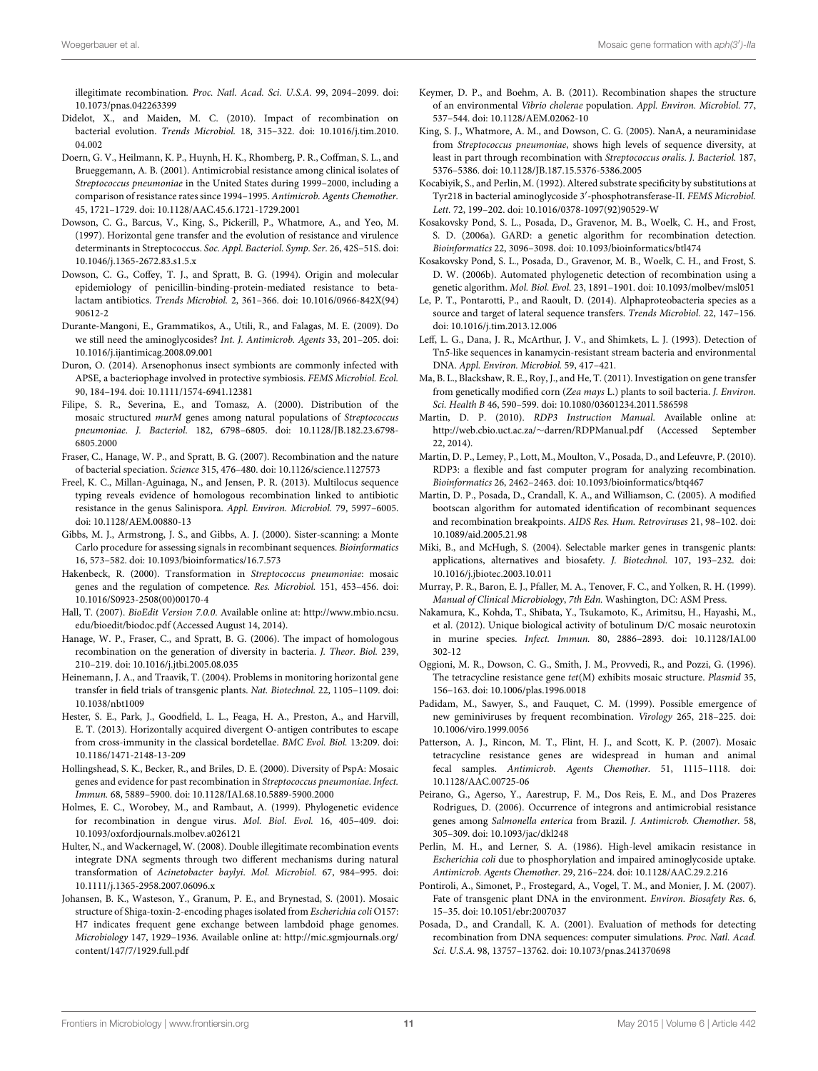illegitimate recombination. *Proc. Natl. Acad. Sci. U.S.A.* 99, 2094–2099. doi: 10.1073/pnas.042263399

Didelot, X., and Maiden, M. C. (2010). Impact of recombination on bacterial evolution. *Trends Microbiol.* 18, 315–322. doi: 10.1016/j.tim.2010.04.002

Doern, G. V., Heilmann, K. P., Huynh, H. K., Rhomberg, P. R., Coffman, S. L., and Brueggemann, A. B. (2001). Antimicrobial resistance among clinical isolates of *Streptococcus pneumoniae* in the United States during 1999–2000, including a comparison of resistance rates since 1994–1995. *Antimicrob. Agents Chemother.* 45, 1721–1729. doi: 10.1128/AAC.45.6.1721-1729.2001

Dowson, C. G., Barcus, V., King, S., Pickerill, P., Whatmore, A., and Yeo, M. (1997). Horizontal gene transfer and the evolution of resistance and virulence determinants in Streptococcus. *Soc. Appl. Bacteriol. Symp. Ser.* 26, 42S–51S. doi: 10.1046/j.1365-2672.83.s1.5.x

Dowson, C. G., Coffey, T. J., and Spratt, B. G. (1994). Origin and molecular epidemiology of penicillin-binding-protein-mediated resistance to beta-lactam antibiotics. *Trends Microbiol.* 2, 361–366. doi: 10.1016/0966-842X(94)90612-2

Durante-Mangoni, E., Grammatikos, A., Utili, R., and Falagas, M. E. (2009). Do we still need the aminoglycosides? *Int. J. Antimicrob. Agents* 33, 201–205. doi: 10.1016/j.ijantimicag.2008.09.001

Duron, O. (2014). Arsenophonus insect symbionts are commonly infected with APSE, a bacteriophage involved in protective symbiosis. *FEMS Microbiol. Ecol.* 90, 184–194. doi: 10.1111/1574-6941.12381

Filipe, S. R., Severina, E., and Tomasz, A. (2000). Distribution of the mosaic structured *murM* genes among natural populations of *Streptococcus pneumoniae*. *J. Bacteriol.* 182, 6798–6805. doi: 10.1128/JB.182.23.6798-6805.2000

Fraser, C., Hanage, W. P., and Spratt, B. G. (2007). Recombination and the nature of bacterial speciation. *Science* 315, 476–480. doi: 10.1126/science.1127573

Freel, K. C., Millan-Aguinaga, N., and Jensen, P. R. (2013). Multilocus sequence typing reveals evidence of homologous recombination linked to antibiotic resistance in the genus Salinispora. *Appl. Environ. Microbiol.* 79, 5997–6005. doi: 10.1128/AEM.00880-13

Gibbs, M. J., Armstrong, J. S., and Gibbs, A. J. (2000). Sister-scanning: a Monte Carlo procedure for assessing signals in recombinant sequences. *Bioinformatics* 16, 573–582. doi: 10.1093/bioinformatics/16.7.573

Hakenbeck, R. (2000). Transformation in *Streptococcus pneumoniae*: mosaic genes and the regulation of competence. *Res. Microbiol.* 151, 453–456. doi: 10.1016/S0923-2508(00)00170-4

Hall, T. (2007). *BioEdit Version 7.0.0*. Available online at: http://www.mbio.ncsu.edu/bioedit/biodoc.pdf (Accessed August 14, 2014).

Hanage, W. P., Fraser, C., and Spratt, B. G. (2006). The impact of homologous recombination on the generation of diversity in bacteria. *J. Theor. Biol.* 239, 210–219. doi: 10.1016/j.jtbi.2005.08.035

Heinemann, J. A., and Traavik, T. (2004). Problems in monitoring horizontal gene transfer in field trials of transgenic plants. *Nat. Biotechnol.* 22, 1105–1109. doi: 10.1038/nbt1009

Hester, S. E., Park, J., Goodfield, L. L., Feaga, H. A., Preston, A., and Harvill, E. T. (2013). Horizontally acquired divergent O-antigen contributes to escape from cross-immunity in the classical bordetellae. *BMC Evol. Biol.* 13:209. doi: 10.1186/1471-2148-13-209

Hollingshead, S. K., Becker, R., and Briles, D. E. (2000). Diversity of PspA: Mosaic genes and evidence for past recombination in *Streptococcus pneumoniae*. *Infect. Immun.* 68, 5889–5900. doi: 10.1128/IAI.68.10.5889-5900.2000

Holmes, E. C., Worobey, M., and Rambaut, A. (1999). Phylogenetic evidence for recombination in dengue virus. *Mol. Biol. Evol.* 16, 405–409. doi: 10.1093/oxfordjournals.molbev.a026121

Hulter, N., and Wackernagel, W. (2008). Double illegitimate recombination events integrate DNA segments through two different mechanisms during natural transformation of *Acinetobacter baylyi*. *Mol. Microbiol.* 67, 984–995. doi: 10.1111/j.1365-2958.2007.06096.x

Johansen, B. K., Wasteson, Y., Granum, P. E., and Brynestad, S. (2001). Mosaic structure of Shiga-toxin-2-encoding phages isolated from *Escherichia coli* O157: H7 indicates frequent gene exchange between lambdoid phage genomes. *Microbiology* 147, 1929–1936. Available online at: http://mic.sgmjournals.org/content/147/7/1929.full.pdf

Keymer, D. P., and Boehm, A. B. (2011). Recombination shapes the structure of an environmental *Vibrio cholerae* population. *Appl. Environ. Microbiol.* 77, 537–544. doi: 10.1128/AEM.02062-10

King, S. J., Whatmore, A. M., and Dowson, C. G. (2005). NanA, a neuraminidase from *Streptococcus pneumoniae*, shows high levels of sequence diversity, at least in part through recombination with *Streptococcus oralis*. *J. Bacteriol.* 187, 5376–5386. doi: 10.1128/JB.187.15.5376-5386.2005

Kocabiyik, S., and Perlin, M. (1992). Altered substrate specificity by substitutions at Tyr218 in bacterial aminoglycoside 3′-phosphotransferase-II. *FEMS Microbiol. Lett.* 72, 199–202. doi: 10.1016/0378-1097(92)90529-W

Kosakovsky Pond, S. L., Posada, D., Gravenor, M. B., Woelk, C. H., and Frost, S. D. (2006a). GARD: a genetic algorithm for recombination detection. *Bioinformatics* 22, 3096–3098. doi: 10.1093/bioinformatics/btl474

Kosakovsky Pond, S. L., Posada, D., Gravenor, M. B., Woelk, C. H., and Frost, S. D. W. (2006b). Automated phylogenetic detection of recombination using a genetic algorithm. *Mol. Biol. Evol.* 23, 1891–1901. doi: 10.1093/molbev/msl051

Le, P. T., Pontarotti, P., and Raoult, D. (2014). Alphaproteobacteria species as a source and target of lateral sequence transfers. *Trends Microbiol.* 22, 147–156. doi: 10.1016/j.tim.2013.12.006

Leff, L. G., Dana, J. R., McArthur, J. V., and Shimkets, L. J. (1993). Detection of Tn5-like sequences in kanamycin-resistant stream bacteria and environmental DNA. *Appl. Environ. Microbiol.* 59, 417–421.

Ma, B. L., Blackshaw, R. E., Roy, J., and He, T. (2011). Investigation on gene transfer from genetically modified corn (*Zea mays* L.) plants to soil bacteria. *J. Environ. Sci. Health B* 46, 590–599. doi: 10.1080/03601234.2011.586598

Martin, D. P. (2010). *RDP3 Instruction Manual*. Available online at: http://web.cbio.uct.ac.za/~darren/RDPManual.pdf (Accessed September 22, 2014).

Martin, D. P., Lemey, P., Lott, M., Moulton, V., Posada, D., and Lefeuvre, P. (2010). RDP3: a flexible and fast computer program for analyzing recombination. *Bioinformatics* 26, 2462–2463. doi: 10.1093/bioinformatics/btq467

Martin, D. P., Posada, D., Crandall, K. A., and Williamson, C. (2005). A modified bootscan algorithm for automated identification of recombinant sequences and recombination breakpoints. *AIDS Res. Hum. Retroviruses* 21, 98–102. doi: 10.1089/aid.2005.21.98

Miki, B., and McHugh, S. (2004). Selectable marker genes in transgenic plants: applications, alternatives and biosafety. *J. Biotechnol.* 107, 193–232. doi: 10.1016/j.jbiotec.2003.10.011

Murray, P. R., Baron, E. J., Pfaller, M. A., Tenover, F. C., and Yolken, R. H. (1999). *Manual of Clinical Microbiology, 7th Edn.* Washington, DC: ASM Press.

Nakamura, K., Kohda, T., Shibata, Y., Tsukamoto, K., Arimitsu, H., Hayashi, M., et al. (2012). Unique biological activity of botulinum D/C mosaic neurotoxin in murine species. *Infect. Immun.* 80, 2886–2893. doi: 10.1128/IAI.00302-12

Oggioni, M. R., Dowson, C. G., Smith, J. M., Provvedi, R., and Pozzi, G. (1996). The tetracycline resistance gene *tet*(M) exhibits mosaic structure. *Plasmid* 35, 156–163. doi: 10.1006/plas.1996.0018

Padidam, M., Sawyer, S., and Fauquet, C. M. (1999). Possible emergence of new geminiviruses by frequent recombination. *Virology* 265, 218–225. doi: 10.1006/viro.1999.0056

Patterson, A. J., Rincon, M. T., Flint, H. J., and Scott, K. P. (2007). Mosaic tetracycline resistance genes are widespread in human and animal fecal samples. *Antimicrob. Agents Chemother.* 51, 1115–1118. doi: 10.1128/AAC.00725-06

Peirano, G., Agerso, Y., Aarestrup, F. M., Dos Reis, E. M., and Dos Prazeres Rodrigues, D. (2006). Occurrence of integrons and antimicrobial resistance genes among *Salmonella enterica* from Brazil. *J. Antimicrob. Chemother.* 58, 305–309. doi: 10.1093/jac/dkl248

Perlin, M. H., and Lerner, S. A. (1986). High-level amikacin resistance in *Escherichia coli* due to phosphorylation and impaired aminoglycoside uptake. *Antimicrob. Agents Chemother.* 29, 216–224. doi: 10.1128/AAC.29.2.216

Pontiroli, A., Simonet, P., Frostegard, A., Vogel, T. M., and Monier, J. M. (2007). Fate of transgenic plant DNA in the environment. *Environ. Biosafety Res.* 6, 15–35. doi: 10.1051/ebr:2007037

Posada, D., and Crandall, K. A. (2001). Evaluation of methods for detecting recombination from DNA sequences: computer simulations. *Proc. Natl. Acad. Sci. U.S.A.* 98, 13757–13762. doi: 10.1073/pnas.241370698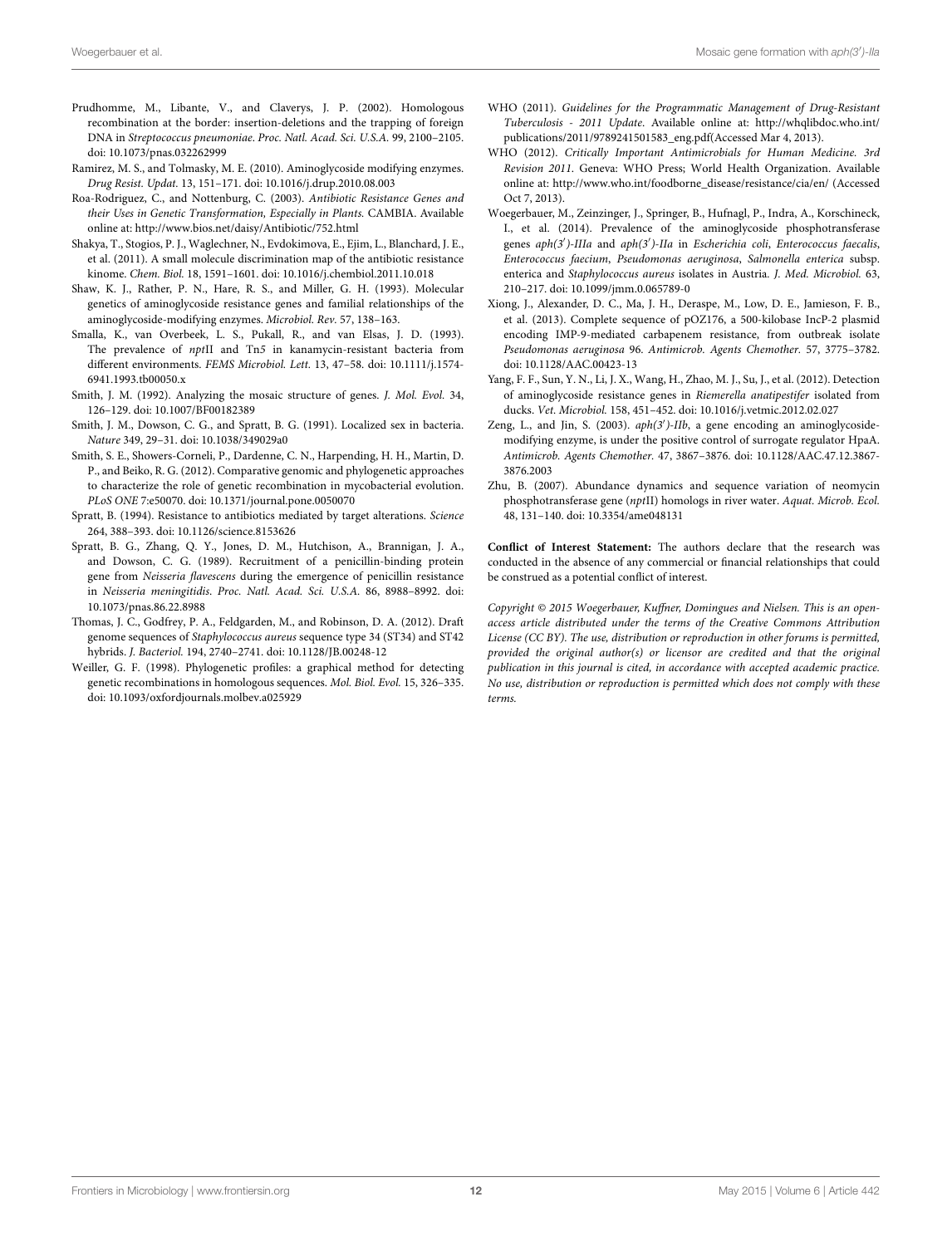Prudhomme, M., Libante, V., and Claverys, J. P. (2002). Homologous recombination at the border: insertion-deletions and the trapping of foreign DNA in *Streptococcus pneumoniae*. *Proc. Natl. Acad. Sci. U.S.A.* 99, 2100–2105. doi: 10.1073/pnas.032262999

Ramirez, M. S., and Tolmasky, M. E. (2010). Aminoglycoside modifying enzymes. *Drug Resist. Updat.* 13, 151–171. doi: 10.1016/j.drup.2010.08.003

Roa-Rodriguez, C., and Nottenburg, C. (2003). *Antibiotic Resistance Genes and their Uses in Genetic Transformation, Especially in Plants.* CAMBIA. Available online at: http://www.bios.net/daisy/Antibiotic/752.html

Shakya, T., Stogios, P. J., Waglechner, N., Evdokimova, E., Ejim, L., Blanchard, J. E., et al. (2011). A small molecule discrimination map of the antibiotic resistance kinome. *Chem. Biol.* 18, 1591–1601. doi: 10.1016/j.chembiol.2011.10.018

Shaw, K. J., Rather, P. N., Hare, R. S., and Miller, G. H. (1993). Molecular genetics of aminoglycoside resistance genes and familial relationships of the aminoglycoside-modifying enzymes. *Microbiol. Rev.* 57, 138–163.

Smalla, K., van Overbeek, L. S., Pukall, R., and van Elsas, J. D. (1993). The prevalence of *npt*II and Tn*5* in kanamycin-resistant bacteria from different environments. *FEMS Microbiol. Lett.* 13, 47–58. doi: 10.1111/j.1574-6941.1993.tb00050.x

Smith, J. M. (1992). Analyzing the mosaic structure of genes. *J. Mol. Evol.* 34, 126–129. doi: 10.1007/BF00182389

Smith, J. M., Dowson, C. G., and Spratt, B. G. (1991). Localized sex in bacteria. *Nature* 349, 29–31. doi: 10.1038/349029a0

Smith, S. E., Showers-Corneli, P., Dardenne, C. N., Harpending, H. H., Martin, D. P., and Beiko, R. G. (2012). Comparative genomic and phylogenetic approaches to characterize the role of genetic recombination in mycobacterial evolution. *PLoS ONE* 7:e50070. doi: 10.1371/journal.pone.0050070

Spratt, B. (1994). Resistance to antibiotics mediated by target alterations. *Science* 264, 388–393. doi: 10.1126/science.8153626

Spratt, B. G., Zhang, Q. Y., Jones, D. M., Hutchison, A., Brannigan, J. A., and Dowson, C. G. (1989). Recruitment of a penicillin-binding protein gene from *Neisseria flavescens* during the emergence of penicillin resistance in *Neisseria meningitidis*. *Proc. Natl. Acad. Sci. U.S.A.* 86, 8988–8992. doi: 10.1073/pnas.86.22.8988

Thomas, J. C., Godfrey, P. A., Feldgarden, M., and Robinson, D. A. (2012). Draft genome sequences of *Staphylococcus aureus* sequence type 34 (ST34) and ST42 hybrids. *J. Bacteriol.* 194, 2740–2741. doi: 10.1128/JB.00248-12

Weiller, G. F. (1998). Phylogenetic profiles: a graphical method for detecting genetic recombinations in homologous sequences. *Mol. Biol. Evol.* 15, 326–335. doi: 10.1093/oxfordjournals.molbev.a025929

WHO (2011). *Guidelines for the Programmatic Management of Drug-Resistant Tuberculosis - 2011 Update.* Available online at: http://whqlibdoc.who.int/publications/2011/9789241501583_eng.pdf(Accessed Mar 4, 2013).

WHO (2012). *Critically Important Antimicrobials for Human Medicine. 3rd Revision 2011.* Geneva: WHO Press; World Health Organization. Available online at: http://www.who.int/foodborne_disease/resistance/cia/en/ (Accessed Oct 7, 2013).

Woegerbauer, M., Zeinzinger, J., Springer, B., Hufnagl, P., Indra, A., Korschineck, I., et al. (2014). Prevalence of the aminoglycoside phosphotransferase genes *aph(3′)-IIIa* and *aph(3′)-IIa* in *Escherichia coli*, *Enterococcus faecalis*, *Enterococcus faecium*, *Pseudomonas aeruginosa*, *Salmonella enterica* subsp. enterica and *Staphylococcus aureus* isolates in Austria. *J. Med. Microbiol.* 63, 210–217. doi: 10.1099/jmm.0.065789-0

Xiong, J., Alexander, D. C., Ma, J. H., Deraspe, M., Low, D. E., Jamieson, F. B., et al. (2013). Complete sequence of pOZ176, a 500-kilobase IncP-2 plasmid encoding IMP-9-mediated carbapenem resistance, from outbreak isolate *Pseudomonas aeruginosa* 96. *Antimicrob. Agents Chemother.* 57, 3775–3782. doi: 10.1128/AAC.00423-13

Yang, F. F., Sun, Y. N., Li, J. X., Wang, H., Zhao, M. J., Su, J., et al. (2012). Detection of aminoglycoside resistance genes in *Riemerella anatipestifer* isolated from ducks. *Vet. Microbiol.* 158, 451–452. doi: 10.1016/j.vetmic.2012.02.027

Zeng, L., and Jin, S. (2003). *aph(3′)-IIb*, a gene encoding an aminoglycoside-modifying enzyme, is under the positive control of surrogate regulator HpaA. *Antimicrob. Agents Chemother.* 47, 3867–3876. doi: 10.1128/AAC.47.12.3867-3876.2003

Zhu, B. (2007). Abundance dynamics and sequence variation of neomycin phosphotransferase gene (*npt*II) homologs in river water. *Aquat. Microb. Ecol.* 48, 131–140. doi: 10.3354/ame048131

**Conflict of Interest Statement:** The authors declare that the research was conducted in the absence of any commercial or financial relationships that could be construed as a potential conflict of interest.

*Copyright © 2015 Woegerbauer, Kuffner, Domingues and Nielsen. This is an open-access article distributed under the terms of the Creative Commons Attribution License (CC BY). The use, distribution or reproduction in other forums is permitted, provided the original author(s) or licensor are credited and that the original publication in this journal is cited, in accordance with accepted academic practice. No use, distribution or reproduction is permitted which does not comply with these terms.*